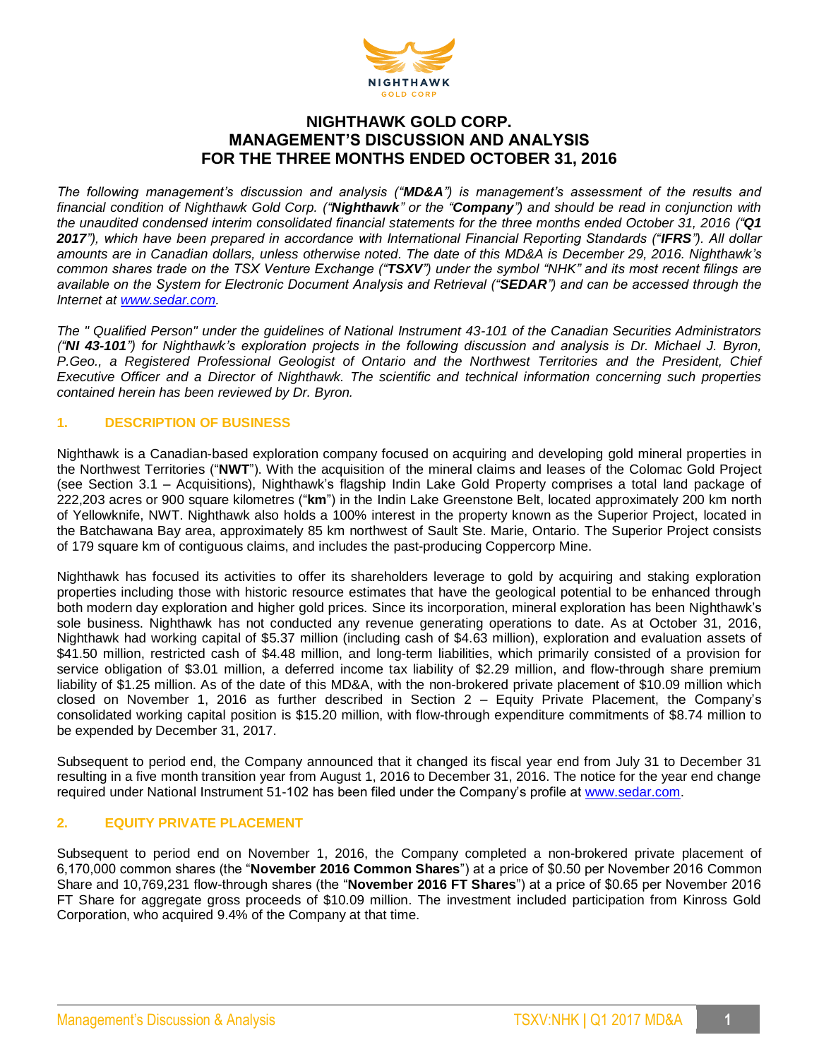# NIGHTHAWK GOLD CORP.
# MANAGEMENT'S DISCUSSION AND ANALYSIS
# FOR THE THREE MONTHS ENDED OCTOBER 31, 2016

*The following management's discussion and analysis ("**MD&A**") is management's assessment of the results and financial condition of Nighthawk Gold Corp. ("**Nighthawk**" or the "**Company**") and should be read in conjunction with the unaudited condensed interim consolidated financial statements for the three months ended October 31, 2016 ("**Q1 2017**"), which have been prepared in accordance with International Financial Reporting Standards ("**IFRS**"). All dollar amounts are in Canadian dollars, unless otherwise noted. The date of this MD&A is December 29, 2016. Nighthawk's common shares trade on the TSX Venture Exchange ("**TSXV**") under the symbol "NHK" and its most recent filings are available on the System for Electronic Document Analysis and Retrieval ("**SEDAR**") and can be accessed through the Internet at www.sedar.com.*

*The " Qualified Person" under the guidelines of National Instrument 43-101 of the Canadian Securities Administrators ("**NI 43-101**") for Nighthawk's exploration projects in the following discussion and analysis is Dr. Michael J. Byron, P.Geo., a Registered Professional Geologist of Ontario and the Northwest Territories and the President, Chief Executive Officer and a Director of Nighthawk. The scientific and technical information concerning such properties contained herein has been reviewed by Dr. Byron.*

## 1. DESCRIPTION OF BUSINESS

Nighthawk is a Canadian-based exploration company focused on acquiring and developing gold mineral properties in the Northwest Territories ("**NWT**"). With the acquisition of the mineral claims and leases of the Colomac Gold Project (see Section 3.1 – Acquisitions), Nighthawk's flagship Indin Lake Gold Property comprises a total land package of 222,203 acres or 900 square kilometres ("**km**") in the Indin Lake Greenstone Belt, located approximately 200 km north of Yellowknife, NWT. Nighthawk also holds a 100% interest in the property known as the Superior Project, located in the Batchawana Bay area, approximately 85 km northwest of Sault Ste. Marie, Ontario. The Superior Project consists of 179 square km of contiguous claims, and includes the past-producing Coppercorp Mine.

Nighthawk has focused its activities to offer its shareholders leverage to gold by acquiring and staking exploration properties including those with historic resource estimates that have the geological potential to be enhanced through both modern day exploration and higher gold prices. Since its incorporation, mineral exploration has been Nighthawk's sole business. Nighthawk has not conducted any revenue generating operations to date. As at October 31, 2016, Nighthawk had working capital of $5.37 million (including cash of $4.63 million), exploration and evaluation assets of $41.50 million, restricted cash of $4.48 million, and long-term liabilities, which primarily consisted of a provision for service obligation of $3.01 million, a deferred income tax liability of $2.29 million, and flow-through share premium liability of $1.25 million. As of the date of this MD&A, with the non-brokered private placement of $10.09 million which closed on November 1, 2016 as further described in Section 2 – Equity Private Placement, the Company's consolidated working capital position is $15.20 million, with flow-through expenditure commitments of $8.74 million to be expended by December 31, 2017.

Subsequent to period end, the Company announced that it changed its fiscal year end from July 31 to December 31 resulting in a five month transition year from August 1, 2016 to December 31, 2016. The notice for the year end change required under National Instrument 51-102 has been filed under the Company's profile at www.sedar.com.

## 2. EQUITY PRIVATE PLACEMENT

Subsequent to period end on November 1, 2016, the Company completed a non-brokered private placement of 6,170,000 common shares (the "**November 2016 Common Shares**") at a price of $0.50 per November 2016 Common Share and 10,769,231 flow-through shares (the "**November 2016 FT Shares**") at a price of $0.65 per November 2016 FT Share for aggregate gross proceeds of $10.09 million. The investment included participation from Kinross Gold Corporation, who acquired 9.4% of the Company at that time.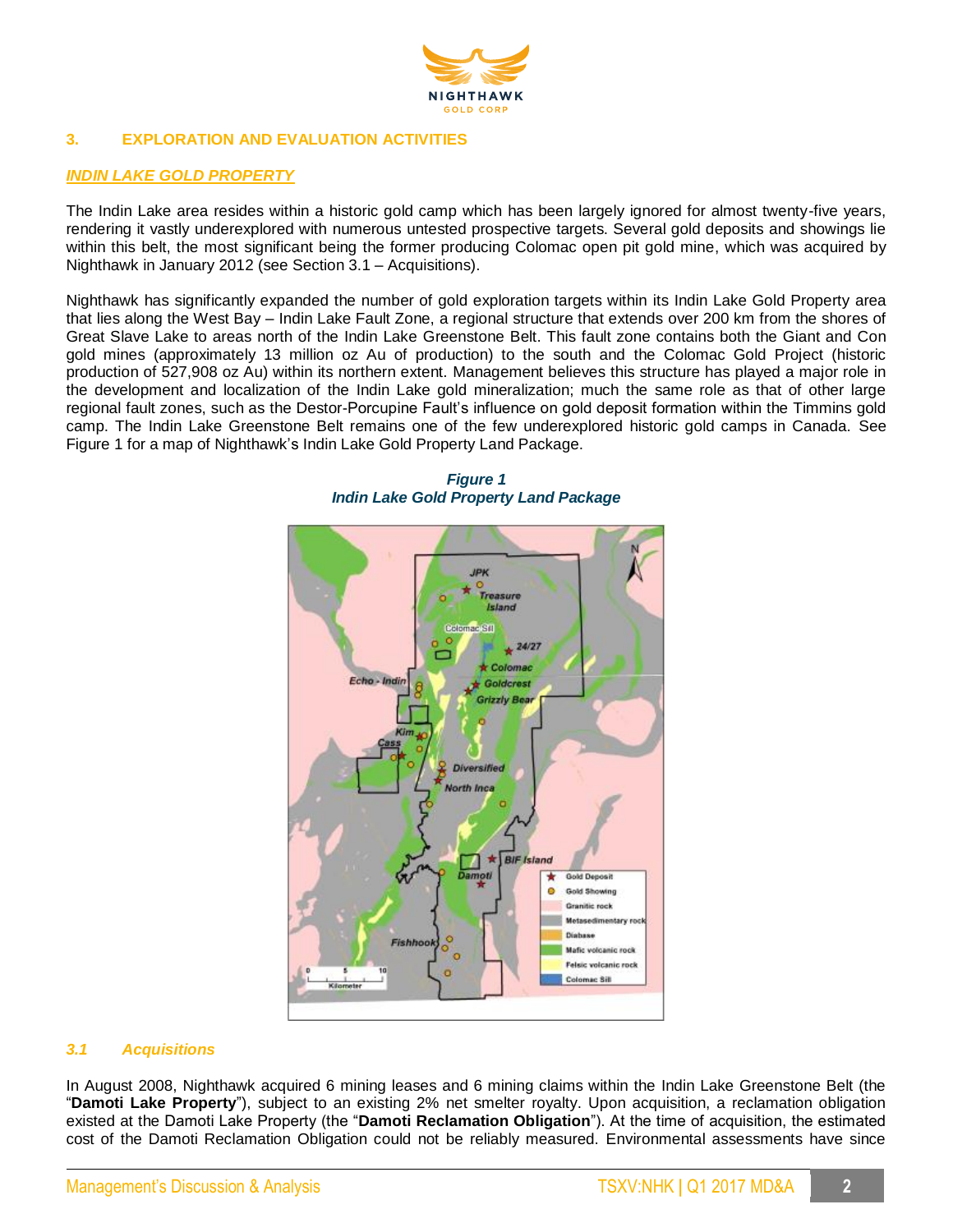## 3. EXPLORATION AND EVALUATION ACTIVITIES

### *INDIN LAKE GOLD PROPERTY*

The Indin Lake area resides within a historic gold camp which has been largely ignored for almost twenty-five years, rendering it vastly underexplored with numerous untested prospective targets. Several gold deposits and showings lie within this belt, the most significant being the former producing Colomac open pit gold mine, which was acquired by Nighthawk in January 2012 (see Section 3.1 – Acquisitions).

Nighthawk has significantly expanded the number of gold exploration targets within its Indin Lake Gold Property area that lies along the West Bay – Indin Lake Fault Zone, a regional structure that extends over 200 km from the shores of Great Slave Lake to areas north of the Indin Lake Greenstone Belt. This fault zone contains both the Giant and Con gold mines (approximately 13 million oz Au of production) to the south and the Colomac Gold Project (historic production of 527,908 oz Au) within its northern extent. Management believes this structure has played a major role in the development and localization of the Indin Lake gold mineralization; much the same role as that of other large regional fault zones, such as the Destor-Porcupine Fault's influence on gold deposit formation within the Timmins gold camp. The Indin Lake Greenstone Belt remains one of the few underexplored historic gold camps in Canada. See Figure 1 for a map of Nighthawk's Indin Lake Gold Property Land Package.

***Figure 1***
***Indin Lake Gold Property Land Package***

### *3.1 Acquisitions*

In August 2008, Nighthawk acquired 6 mining leases and 6 mining claims within the Indin Lake Greenstone Belt (the "**Damoti Lake Property**"), subject to an existing 2% net smelter royalty. Upon acquisition, a reclamation obligation existed at the Damoti Lake Property (the "**Damoti Reclamation Obligation**"). At the time of acquisition, the estimated cost of the Damoti Reclamation Obligation could not be reliably measured. Environmental assessments have since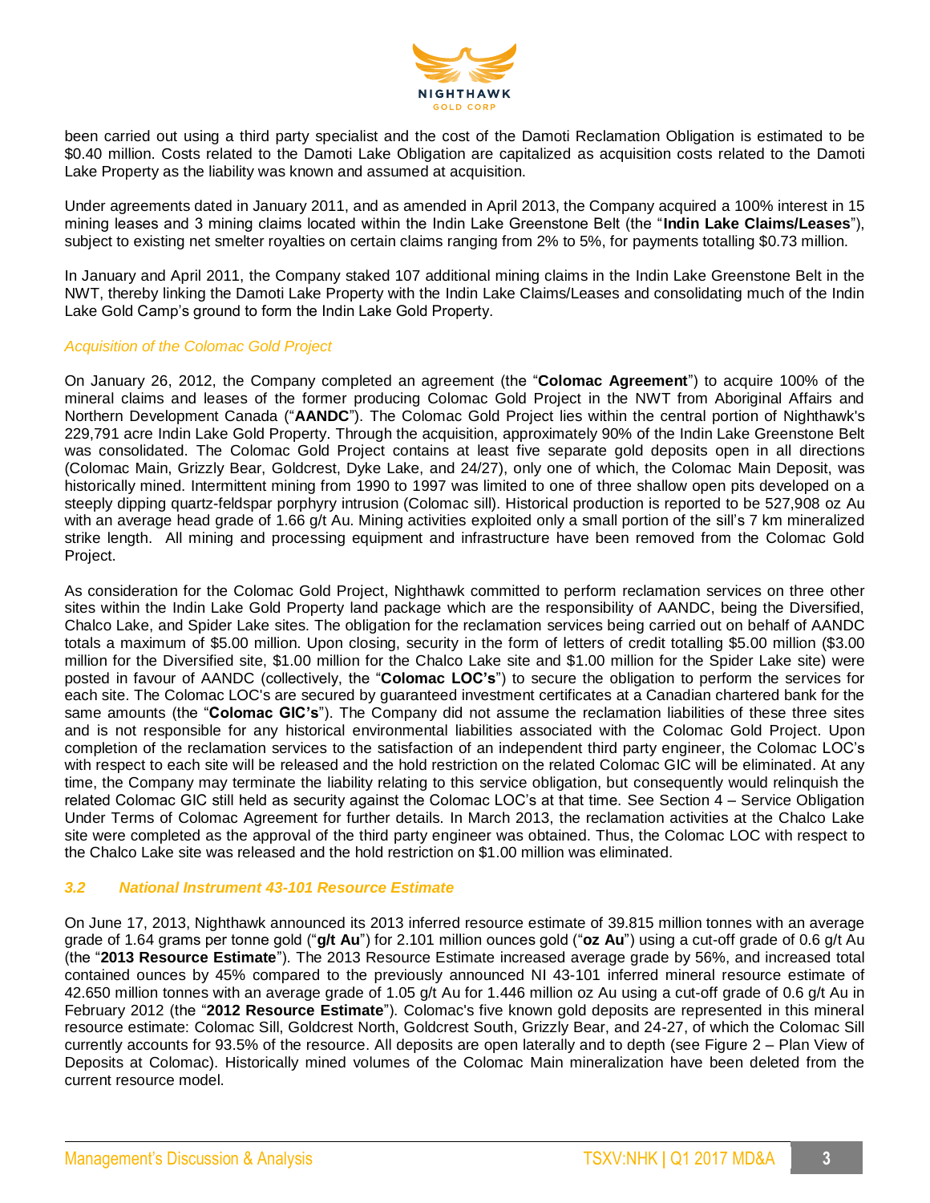been carried out using a third party specialist and the cost of the Damoti Reclamation Obligation is estimated to be $0.40 million. Costs related to the Damoti Lake Obligation are capitalized as acquisition costs related to the Damoti Lake Property as the liability was known and assumed at acquisition.

Under agreements dated in January 2011, and as amended in April 2013, the Company acquired a 100% interest in 15 mining leases and 3 mining claims located within the Indin Lake Greenstone Belt (the "**Indin Lake Claims/Leases**"), subject to existing net smelter royalties on certain claims ranging from 2% to 5%, for payments totalling $0.73 million.

In January and April 2011, the Company staked 107 additional mining claims in the Indin Lake Greenstone Belt in the NWT, thereby linking the Damoti Lake Property with the Indin Lake Claims/Leases and consolidating much of the Indin Lake Gold Camp's ground to form the Indin Lake Gold Property.

*Acquisition of the Colomac Gold Project*

On January 26, 2012, the Company completed an agreement (the "**Colomac Agreement**") to acquire 100% of the mineral claims and leases of the former producing Colomac Gold Project in the NWT from Aboriginal Affairs and Northern Development Canada ("**AANDC**"). The Colomac Gold Project lies within the central portion of Nighthawk's 229,791 acre Indin Lake Gold Property. Through the acquisition, approximately 90% of the Indin Lake Greenstone Belt was consolidated. The Colomac Gold Project contains at least five separate gold deposits open in all directions (Colomac Main, Grizzly Bear, Goldcrest, Dyke Lake, and 24/27), only one of which, the Colomac Main Deposit, was historically mined. Intermittent mining from 1990 to 1997 was limited to one of three shallow open pits developed on a steeply dipping quartz-feldspar porphyry intrusion (Colomac sill). Historical production is reported to be 527,908 oz Au with an average head grade of 1.66 g/t Au. Mining activities exploited only a small portion of the sill's 7 km mineralized strike length. All mining and processing equipment and infrastructure have been removed from the Colomac Gold Project.

As consideration for the Colomac Gold Project, Nighthawk committed to perform reclamation services on three other sites within the Indin Lake Gold Property land package which are the responsibility of AANDC, being the Diversified, Chalco Lake, and Spider Lake sites. The obligation for the reclamation services being carried out on behalf of AANDC totals a maximum of $5.00 million. Upon closing, security in the form of letters of credit totalling $5.00 million ($3.00 million for the Diversified site, $1.00 million for the Chalco Lake site and $1.00 million for the Spider Lake site) were posted in favour of AANDC (collectively, the "**Colomac LOC's**") to secure the obligation to perform the services for each site. The Colomac LOC's are secured by guaranteed investment certificates at a Canadian chartered bank for the same amounts (the "**Colomac GIC's**"). The Company did not assume the reclamation liabilities of these three sites and is not responsible for any historical environmental liabilities associated with the Colomac Gold Project. Upon completion of the reclamation services to the satisfaction of an independent third party engineer, the Colomac LOC's with respect to each site will be released and the hold restriction on the related Colomac GIC will be eliminated. At any time, the Company may terminate the liability relating to this service obligation, but consequently would relinquish the related Colomac GIC still held as security against the Colomac LOC's at that time. See Section 4 – Service Obligation Under Terms of Colomac Agreement for further details. In March 2013, the reclamation activities at the Chalco Lake site were completed as the approval of the third party engineer was obtained. Thus, the Colomac LOC with respect to the Chalco Lake site was released and the hold restriction on $1.00 million was eliminated.

### *3.2 National Instrument 43-101 Resource Estimate*

On June 17, 2013, Nighthawk announced its 2013 inferred resource estimate of 39.815 million tonnes with an average grade of 1.64 grams per tonne gold ("**g/t Au**") for 2.101 million ounces gold ("**oz Au**") using a cut-off grade of 0.6 g/t Au (the "**2013 Resource Estimate**"). The 2013 Resource Estimate increased average grade by 56%, and increased total contained ounces by 45% compared to the previously announced NI 43-101 inferred mineral resource estimate of 42.650 million tonnes with an average grade of 1.05 g/t Au for 1.446 million oz Au using a cut-off grade of 0.6 g/t Au in February 2012 (the "**2012 Resource Estimate**"). Colomac's five known gold deposits are represented in this mineral resource estimate: Colomac Sill, Goldcrest North, Goldcrest South, Grizzly Bear, and 24-27, of which the Colomac Sill currently accounts for 93.5% of the resource. All deposits are open laterally and to depth (see Figure 2 – Plan View of Deposits at Colomac). Historically mined volumes of the Colomac Main mineralization have been deleted from the current resource model.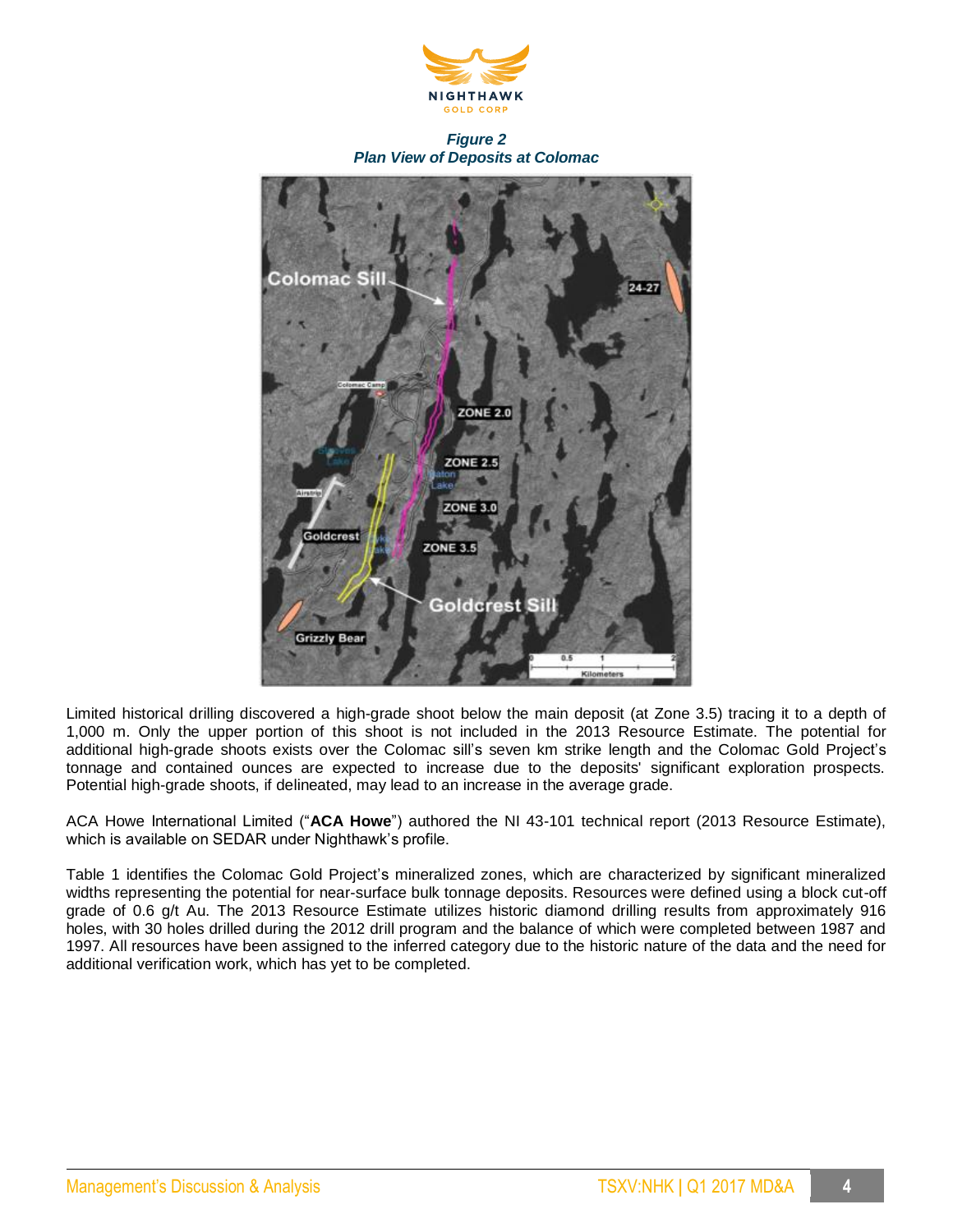*Figure 2*
*Plan View of Deposits at Colomac*

Limited historical drilling discovered a high-grade shoot below the main deposit (at Zone 3.5) tracing it to a depth of 1,000 m. Only the upper portion of this shoot is not included in the 2013 Resource Estimate. The potential for additional high-grade shoots exists over the Colomac sill's seven km strike length and the Colomac Gold Project's tonnage and contained ounces are expected to increase due to the deposits' significant exploration prospects. Potential high-grade shoots, if delineated, may lead to an increase in the average grade.

ACA Howe International Limited ("**ACA Howe**") authored the NI 43-101 technical report (2013 Resource Estimate), which is available on SEDAR under Nighthawk's profile.

Table 1 identifies the Colomac Gold Project's mineralized zones, which are characterized by significant mineralized widths representing the potential for near-surface bulk tonnage deposits. Resources were defined using a block cut-off grade of 0.6 g/t Au. The 2013 Resource Estimate utilizes historic diamond drilling results from approximately 916 holes, with 30 holes drilled during the 2012 drill program and the balance of which were completed between 1987 and 1997. All resources have been assigned to the inferred category due to the historic nature of the data and the need for additional verification work, which has yet to be completed.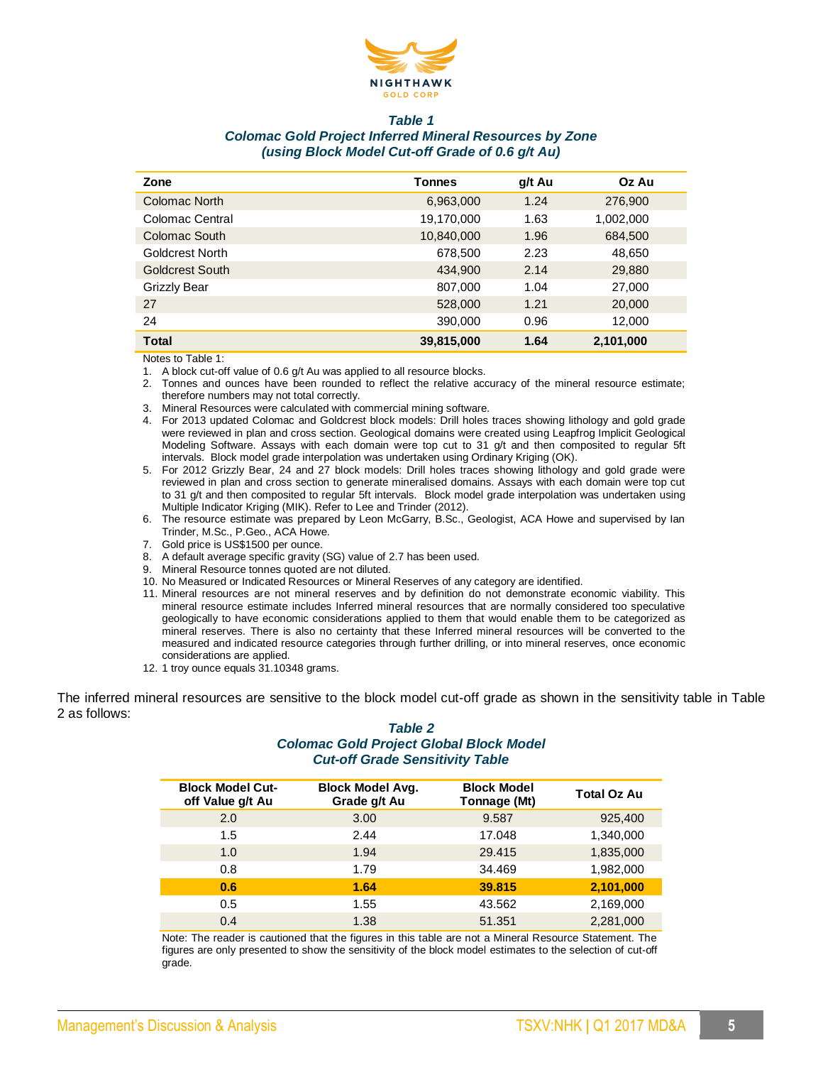***Table 1***
***Colomac Gold Project Inferred Mineral Resources by Zone***
***(using Block Model Cut-off Grade of 0.6 g/t Au)***

| Zone | Tonnes | g/t Au | Oz Au |
|---|---|---|---|
| Colomac North | 6,963,000 | 1.24 | 276,900 |
| Colomac Central | 19,170,000 | 1.63 | 1,002,000 |
| Colomac South | 10,840,000 | 1.96 | 684,500 |
| Goldcrest North | 678,500 | 2.23 | 48,650 |
| Goldcrest South | 434,900 | 2.14 | 29,880 |
| Grizzly Bear | 807,000 | 1.04 | 27,000 |
| 27 | 528,000 | 1.21 | 20,000 |
| 24 | 390,000 | 0.96 | 12,000 |
| **Total** | **39,815,000** | **1.64** | **2,101,000** |

Notes to Table 1:

1. A block cut-off value of 0.6 g/t Au was applied to all resource blocks.
2. Tonnes and ounces have been rounded to reflect the relative accuracy of the mineral resource estimate; therefore numbers may not total correctly.
3. Mineral Resources were calculated with commercial mining software.
4. For 2013 updated Colomac and Goldcrest block models: Drill holes traces showing lithology and gold grade were reviewed in plan and cross section. Geological domains were created using Leapfrog Implicit Geological Modeling Software. Assays with each domain were top cut to 31 g/t and then composited to regular 5ft intervals. Block model grade interpolation was undertaken using Ordinary Kriging (OK).
5. For 2012 Grizzly Bear, 24 and 27 block models: Drill holes traces showing lithology and gold grade were reviewed in plan and cross section to generate mineralised domains. Assays with each domain were top cut to 31 g/t and then composited to regular 5ft intervals. Block model grade interpolation was undertaken using Multiple Indicator Kriging (MIK). Refer to Lee and Trinder (2012).
6. The resource estimate was prepared by Leon McGarry, B.Sc., Geologist, ACA Howe and supervised by Ian Trinder, M.Sc., P.Geo., ACA Howe.
7. Gold price is US$1500 per ounce.
8. A default average specific gravity (SG) value of 2.7 has been used.
9. Mineral Resource tonnes quoted are not diluted.
10. No Measured or Indicated Resources or Mineral Reserves of any category are identified.
11. Mineral resources are not mineral reserves and by definition do not demonstrate economic viability. This mineral resource estimate includes Inferred mineral resources that are normally considered too speculative geologically to have economic considerations applied to them that would enable them to be categorized as mineral reserves. There is also no certainty that these Inferred mineral resources will be converted to the measured and indicated resource categories through further drilling, or into mineral reserves, once economic considerations are applied.
12. 1 troy ounce equals 31.10348 grams.

The inferred mineral resources are sensitive to the block model cut-off grade as shown in the sensitivity table in Table 2 as follows:

***Table 2***
***Colomac Gold Project Global Block Model***
***Cut-off Grade Sensitivity Table***

| Block Model Cut-off Value g/t Au | Block Model Avg. Grade g/t Au | Block Model Tonnage (Mt) | Total Oz Au |
|---|---|---|---|
| 2.0 | 3.00 | 9.587 | 925,400 |
| 1.5 | 2.44 | 17.048 | 1,340,000 |
| 1.0 | 1.94 | 29.415 | 1,835,000 |
| 0.8 | 1.79 | 34.469 | 1,982,000 |
| **0.6** | **1.64** | **39.815** | **2,101,000** |
| 0.5 | 1.55 | 43.562 | 2,169,000 |
| 0.4 | 1.38 | 51.351 | 2,281,000 |

Note: The reader is cautioned that the figures in this table are not a Mineral Resource Statement. The figures are only presented to show the sensitivity of the block model estimates to the selection of cut-off grade.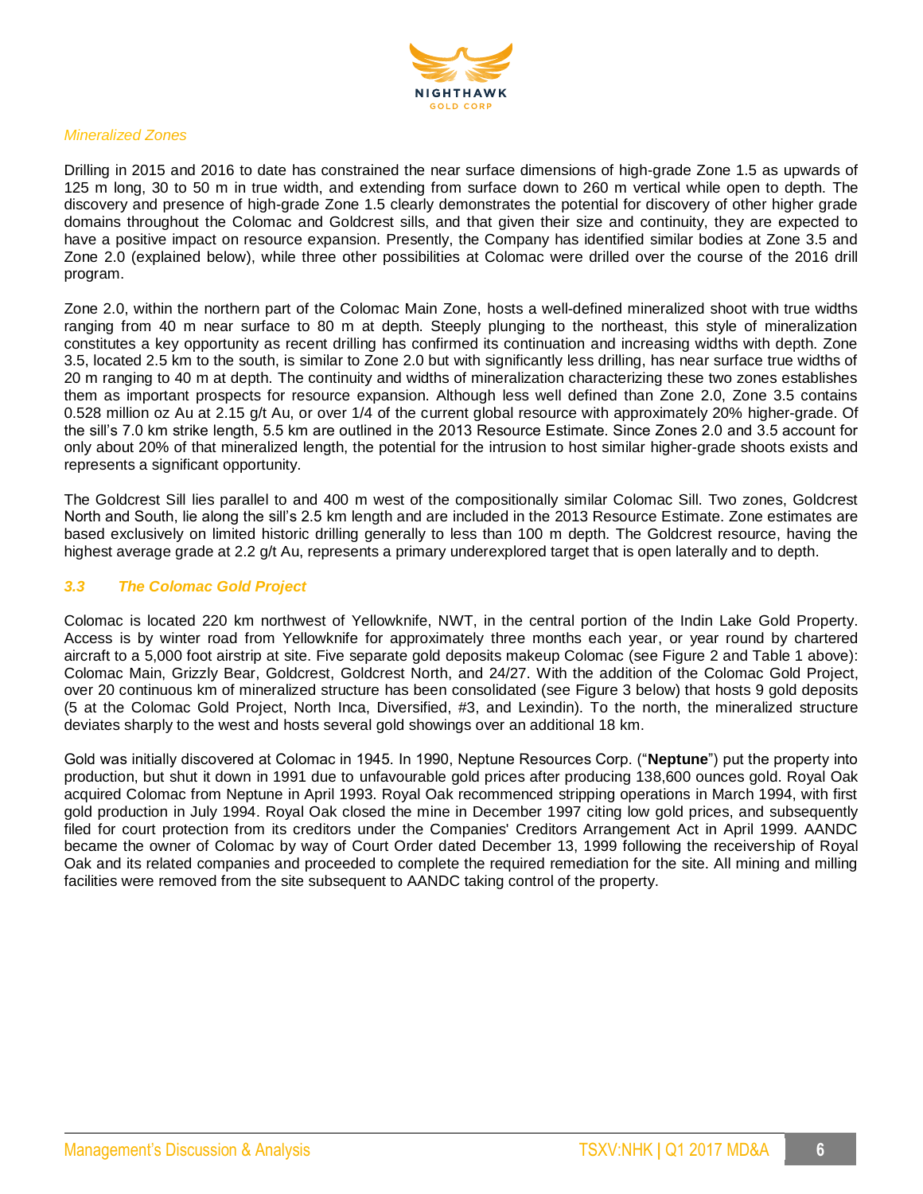*Mineralized Zones*

Drilling in 2015 and 2016 to date has constrained the near surface dimensions of high-grade Zone 1.5 as upwards of 125 m long, 30 to 50 m in true width, and extending from surface down to 260 m vertical while open to depth. The discovery and presence of high-grade Zone 1.5 clearly demonstrates the potential for discovery of other higher grade domains throughout the Colomac and Goldcrest sills, and that given their size and continuity, they are expected to have a positive impact on resource expansion. Presently, the Company has identified similar bodies at Zone 3.5 and Zone 2.0 (explained below), while three other possibilities at Colomac were drilled over the course of the 2016 drill program.

Zone 2.0, within the northern part of the Colomac Main Zone, hosts a well-defined mineralized shoot with true widths ranging from 40 m near surface to 80 m at depth. Steeply plunging to the northeast, this style of mineralization constitutes a key opportunity as recent drilling has confirmed its continuation and increasing widths with depth. Zone 3.5, located 2.5 km to the south, is similar to Zone 2.0 but with significantly less drilling, has near surface true widths of 20 m ranging to 40 m at depth. The continuity and widths of mineralization characterizing these two zones establishes them as important prospects for resource expansion. Although less well defined than Zone 2.0, Zone 3.5 contains 0.528 million oz Au at 2.15 g/t Au, or over 1/4 of the current global resource with approximately 20% higher-grade. Of the sill's 7.0 km strike length, 5.5 km are outlined in the 2013 Resource Estimate. Since Zones 2.0 and 3.5 account for only about 20% of that mineralized length, the potential for the intrusion to host similar higher-grade shoots exists and represents a significant opportunity.

The Goldcrest Sill lies parallel to and 400 m west of the compositionally similar Colomac Sill. Two zones, Goldcrest North and South, lie along the sill's 2.5 km length and are included in the 2013 Resource Estimate. Zone estimates are based exclusively on limited historic drilling generally to less than 100 m depth. The Goldcrest resource, having the highest average grade at 2.2 g/t Au, represents a primary underexplored target that is open laterally and to depth.

### *3.3 The Colomac Gold Project*

Colomac is located 220 km northwest of Yellowknife, NWT, in the central portion of the Indin Lake Gold Property. Access is by winter road from Yellowknife for approximately three months each year, or year round by chartered aircraft to a 5,000 foot airstrip at site. Five separate gold deposits makeup Colomac (see Figure 2 and Table 1 above): Colomac Main, Grizzly Bear, Goldcrest, Goldcrest North, and 24/27. With the addition of the Colomac Gold Project, over 20 continuous km of mineralized structure has been consolidated (see Figure 3 below) that hosts 9 gold deposits (5 at the Colomac Gold Project, North Inca, Diversified, #3, and Lexindin). To the north, the mineralized structure deviates sharply to the west and hosts several gold showings over an additional 18 km.

Gold was initially discovered at Colomac in 1945. In 1990, Neptune Resources Corp. ("**Neptune**") put the property into production, but shut it down in 1991 due to unfavourable gold prices after producing 138,600 ounces gold. Royal Oak acquired Colomac from Neptune in April 1993. Royal Oak recommenced stripping operations in March 1994, with first gold production in July 1994. Royal Oak closed the mine in December 1997 citing low gold prices, and subsequently filed for court protection from its creditors under the Companies' Creditors Arrangement Act in April 1999. AANDC became the owner of Colomac by way of Court Order dated December 13, 1999 following the receivership of Royal Oak and its related companies and proceeded to complete the required remediation for the site. All mining and milling facilities were removed from the site subsequent to AANDC taking control of the property.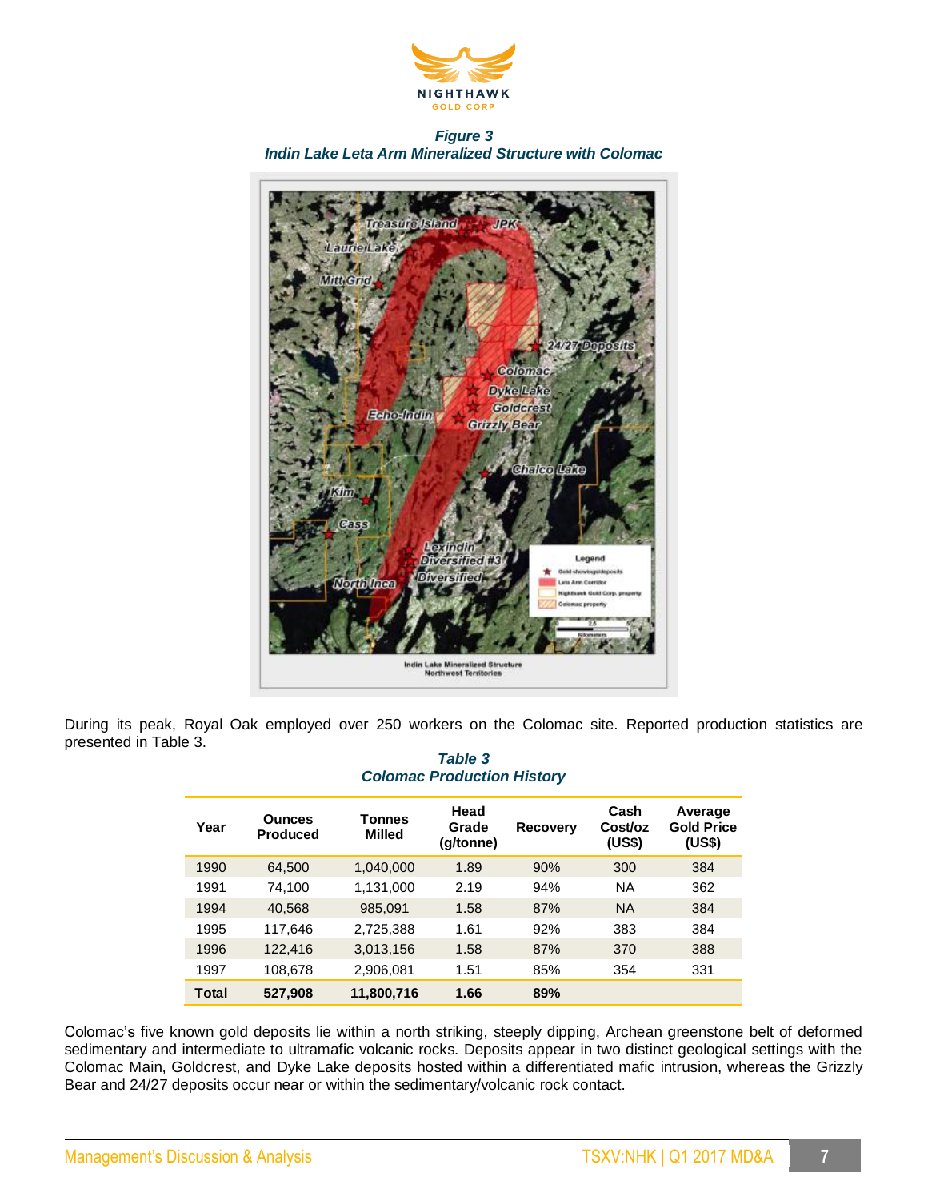*Figure 3*
*Indin Lake Leta Arm Mineralized Structure with Colomac*

During its peak, Royal Oak employed over 250 workers on the Colomac site. Reported production statistics are presented in Table 3.

*Table 3*
*Colomac Production History*

| Year | Ounces Produced | Tonnes Milled | Head Grade (g/tonne) | Recovery | Cash Cost/oz (US$) | Average Gold Price (US$) |
|---|---|---|---|---|---|---|
| 1990 | 64,500 | 1,040,000 | 1.89 | 90% | 300 | 384 |
| 1991 | 74,100 | 1,131,000 | 2.19 | 94% | NA | 362 |
| 1994 | 40,568 | 985,091 | 1.58 | 87% | NA | 384 |
| 1995 | 117,646 | 2,725,388 | 1.61 | 92% | 383 | 384 |
| 1996 | 122,416 | 3,013,156 | 1.58 | 87% | 370 | 388 |
| 1997 | 108,678 | 2,906,081 | 1.51 | 85% | 354 | 331 |
| **Total** | **527,908** | **11,800,716** | **1.66** | **89%** | | |

Colomac's five known gold deposits lie within a north striking, steeply dipping, Archean greenstone belt of deformed sedimentary and intermediate to ultramafic volcanic rocks. Deposits appear in two distinct geological settings with the Colomac Main, Goldcrest, and Dyke Lake deposits hosted within a differentiated mafic intrusion, whereas the Grizzly Bear and 24/27 deposits occur near or within the sedimentary/volcanic rock contact.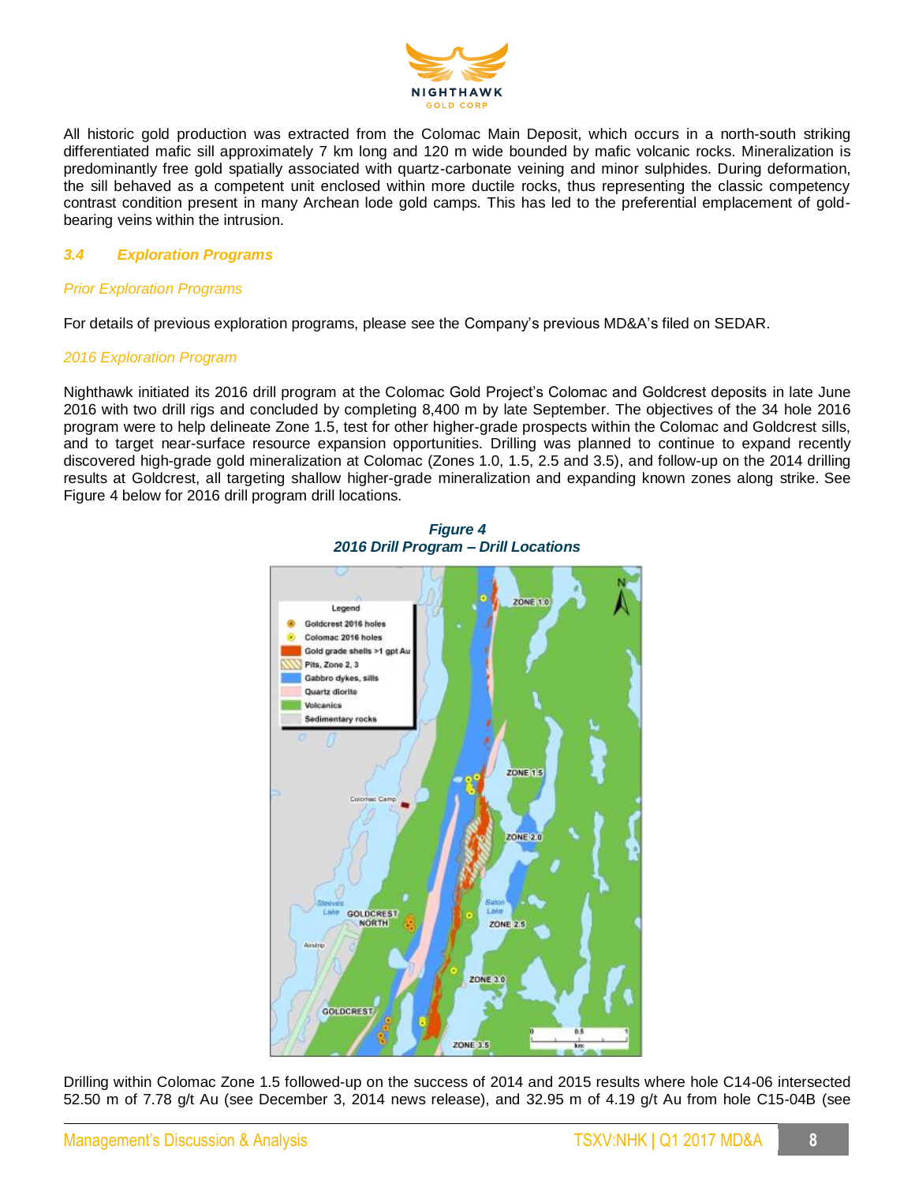All historic gold production was extracted from the Colomac Main Deposit, which occurs in a north-south striking differentiated mafic sill approximately 7 km long and 120 m wide bounded by mafic volcanic rocks. Mineralization is predominantly free gold spatially associated with quartz-carbonate veining and minor sulphides. During deformation, the sill behaved as a competent unit enclosed within more ductile rocks, thus representing the classic competency contrast condition present in many Archean lode gold camps. This has led to the preferential emplacement of gold-bearing veins within the intrusion.

### *3.4 Exploration Programs*

*Prior Exploration Programs*

For details of previous exploration programs, please see the Company's previous MD&A's filed on SEDAR.

*2016 Exploration Program*

Nighthawk initiated its 2016 drill program at the Colomac Gold Project's Colomac and Goldcrest deposits in late June 2016 with two drill rigs and concluded by completing 8,400 m by late September. The objectives of the 34 hole 2016 program were to help delineate Zone 1.5, test for other higher-grade prospects within the Colomac and Goldcrest sills, and to target near-surface resource expansion opportunities. Drilling was planned to continue to expand recently discovered high-grade gold mineralization at Colomac (Zones 1.0, 1.5, 2.5 and 3.5), and follow-up on the 2014 drilling results at Goldcrest, all targeting shallow higher-grade mineralization and expanding known zones along strike. See Figure 4 below for 2016 drill program drill locations.

***Figure 4***
***2016 Drill Program – Drill Locations***

Drilling within Colomac Zone 1.5 followed-up on the success of 2014 and 2015 results where hole C14-06 intersected 52.50 m of 7.78 g/t Au (see December 3, 2014 news release), and 32.95 m of 4.19 g/t Au from hole C15-04B (see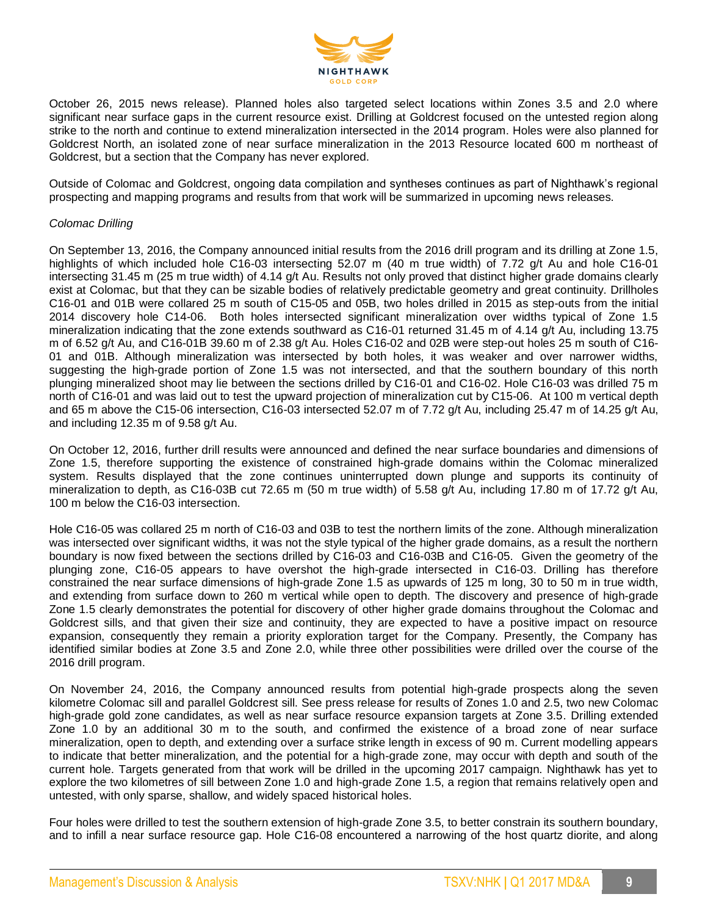October 26, 2015 news release). Planned holes also targeted select locations within Zones 3.5 and 2.0 where significant near surface gaps in the current resource exist. Drilling at Goldcrest focused on the untested region along strike to the north and continue to extend mineralization intersected in the 2014 program. Holes were also planned for Goldcrest North, an isolated zone of near surface mineralization in the 2013 Resource located 600 m northeast of Goldcrest, but a section that the Company has never explored.

Outside of Colomac and Goldcrest, ongoing data compilation and syntheses continues as part of Nighthawk's regional prospecting and mapping programs and results from that work will be summarized in upcoming news releases.

*Colomac Drilling*

On September 13, 2016, the Company announced initial results from the 2016 drill program and its drilling at Zone 1.5, highlights of which included hole C16-03 intersecting 52.07 m (40 m true width) of 7.72 g/t Au and hole C16-01 intersecting 31.45 m (25 m true width) of 4.14 g/t Au. Results not only proved that distinct higher grade domains clearly exist at Colomac, but that they can be sizable bodies of relatively predictable geometry and great continuity. Drillholes C16-01 and 01B were collared 25 m south of C15-05 and 05B, two holes drilled in 2015 as step-outs from the initial 2014 discovery hole C14-06. Both holes intersected significant mineralization over widths typical of Zone 1.5 mineralization indicating that the zone extends southward as C16-01 returned 31.45 m of 4.14 g/t Au, including 13.75 m of 6.52 g/t Au, and C16-01B 39.60 m of 2.38 g/t Au. Holes C16-02 and 02B were step-out holes 25 m south of C16-01 and 01B. Although mineralization was intersected by both holes, it was weaker and over narrower widths, suggesting the high-grade portion of Zone 1.5 was not intersected, and that the southern boundary of this north plunging mineralized shoot may lie between the sections drilled by C16-01 and C16-02. Hole C16-03 was drilled 75 m north of C16-01 and was laid out to test the upward projection of mineralization cut by C15-06. At 100 m vertical depth and 65 m above the C15-06 intersection, C16-03 intersected 52.07 m of 7.72 g/t Au, including 25.47 m of 14.25 g/t Au, and including 12.35 m of 9.58 g/t Au.

On October 12, 2016, further drill results were announced and defined the near surface boundaries and dimensions of Zone 1.5, therefore supporting the existence of constrained high-grade domains within the Colomac mineralized system. Results displayed that the zone continues uninterrupted down plunge and supports its continuity of mineralization to depth, as C16-03B cut 72.65 m (50 m true width) of 5.58 g/t Au, including 17.80 m of 17.72 g/t Au, 100 m below the C16-03 intersection.

Hole C16-05 was collared 25 m north of C16-03 and 03B to test the northern limits of the zone. Although mineralization was intersected over significant widths, it was not the style typical of the higher grade domains, as a result the northern boundary is now fixed between the sections drilled by C16-03 and C16-03B and C16-05. Given the geometry of the plunging zone, C16-05 appears to have overshot the high-grade intersected in C16-03. Drilling has therefore constrained the near surface dimensions of high-grade Zone 1.5 as upwards of 125 m long, 30 to 50 m in true width, and extending from surface down to 260 m vertical while open to depth. The discovery and presence of high-grade Zone 1.5 clearly demonstrates the potential for discovery of other higher grade domains throughout the Colomac and Goldcrest sills, and that given their size and continuity, they are expected to have a positive impact on resource expansion, consequently they remain a priority exploration target for the Company. Presently, the Company has identified similar bodies at Zone 3.5 and Zone 2.0, while three other possibilities were drilled over the course of the 2016 drill program.

On November 24, 2016, the Company announced results from potential high-grade prospects along the seven kilometre Colomac sill and parallel Goldcrest sill. See press release for results of Zones 1.0 and 2.5, two new Colomac high-grade gold zone candidates, as well as near surface resource expansion targets at Zone 3.5. Drilling extended Zone 1.0 by an additional 30 m to the south, and confirmed the existence of a broad zone of near surface mineralization, open to depth, and extending over a surface strike length in excess of 90 m. Current modelling appears to indicate that better mineralization, and the potential for a high-grade zone, may occur with depth and south of the current hole. Targets generated from that work will be drilled in the upcoming 2017 campaign. Nighthawk has yet to explore the two kilometres of sill between Zone 1.0 and high-grade Zone 1.5, a region that remains relatively open and untested, with only sparse, shallow, and widely spaced historical holes.

Four holes were drilled to test the southern extension of high-grade Zone 3.5, to better constrain its southern boundary, and to infill a near surface resource gap. Hole C16-08 encountered a narrowing of the host quartz diorite, and along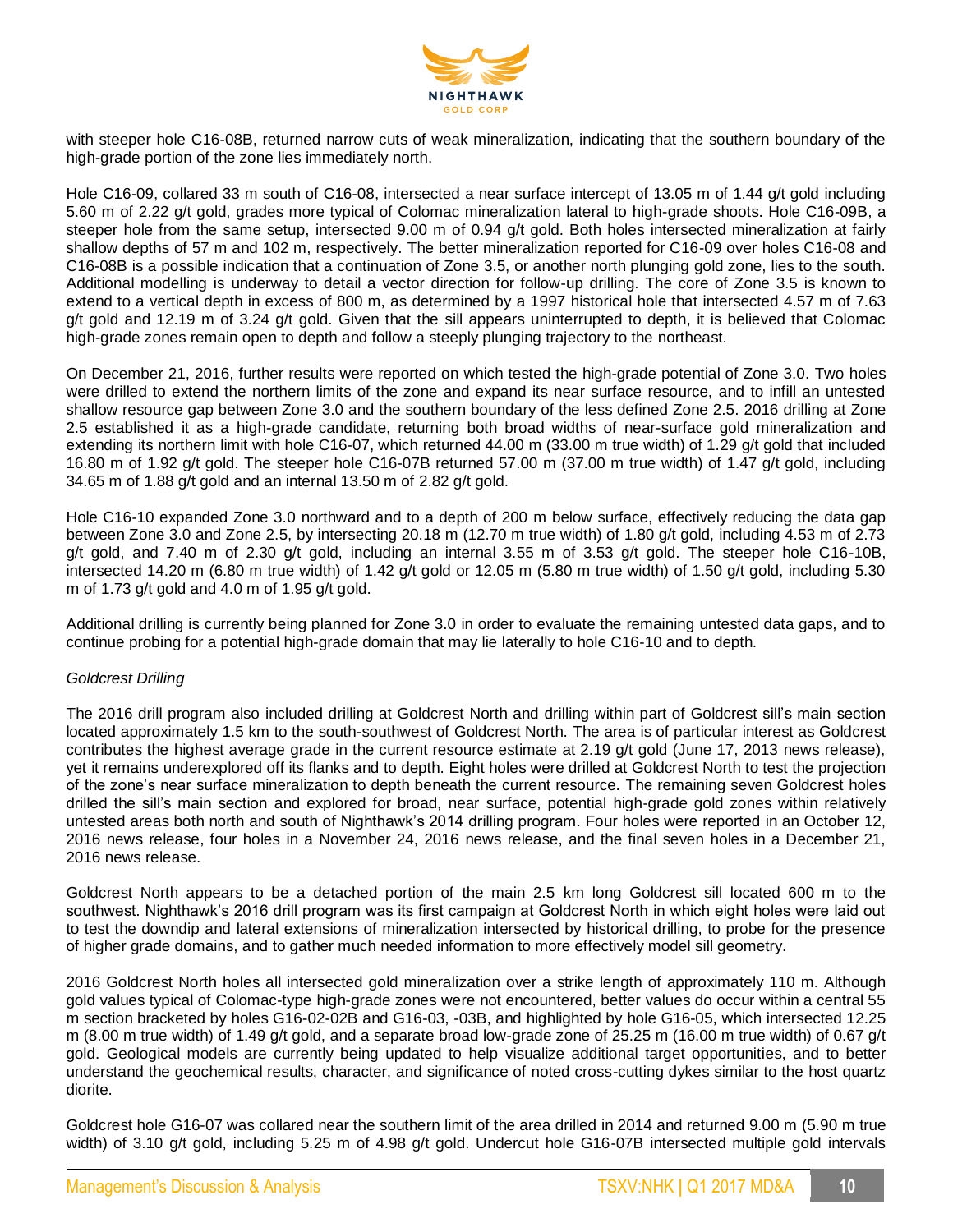with steeper hole C16-08B, returned narrow cuts of weak mineralization, indicating that the southern boundary of the high-grade portion of the zone lies immediately north.

Hole C16-09, collared 33 m south of C16-08, intersected a near surface intercept of 13.05 m of 1.44 g/t gold including 5.60 m of 2.22 g/t gold, grades more typical of Colomac mineralization lateral to high-grade shoots. Hole C16-09B, a steeper hole from the same setup, intersected 9.00 m of 0.94 g/t gold. Both holes intersected mineralization at fairly shallow depths of 57 m and 102 m, respectively. The better mineralization reported for C16-09 over holes C16-08 and C16-08B is a possible indication that a continuation of Zone 3.5, or another north plunging gold zone, lies to the south. Additional modelling is underway to detail a vector direction for follow-up drilling. The core of Zone 3.5 is known to extend to a vertical depth in excess of 800 m, as determined by a 1997 historical hole that intersected 4.57 m of 7.63 g/t gold and 12.19 m of 3.24 g/t gold. Given that the sill appears uninterrupted to depth, it is believed that Colomac high-grade zones remain open to depth and follow a steeply plunging trajectory to the northeast.

On December 21, 2016, further results were reported on which tested the high-grade potential of Zone 3.0. Two holes were drilled to extend the northern limits of the zone and expand its near surface resource, and to infill an untested shallow resource gap between Zone 3.0 and the southern boundary of the less defined Zone 2.5. 2016 drilling at Zone 2.5 established it as a high-grade candidate, returning both broad widths of near-surface gold mineralization and extending its northern limit with hole C16-07, which returned 44.00 m (33.00 m true width) of 1.29 g/t gold that included 16.80 m of 1.92 g/t gold. The steeper hole C16-07B returned 57.00 m (37.00 m true width) of 1.47 g/t gold, including 34.65 m of 1.88 g/t gold and an internal 13.50 m of 2.82 g/t gold.

Hole C16-10 expanded Zone 3.0 northward and to a depth of 200 m below surface, effectively reducing the data gap between Zone 3.0 and Zone 2.5, by intersecting 20.18 m (12.70 m true width) of 1.80 g/t gold, including 4.53 m of 2.73 g/t gold, and 7.40 m of 2.30 g/t gold, including an internal 3.55 m of 3.53 g/t gold. The steeper hole C16-10B, intersected 14.20 m (6.80 m true width) of 1.42 g/t gold or 12.05 m (5.80 m true width) of 1.50 g/t gold, including 5.30 m of 1.73 g/t gold and 4.0 m of 1.95 g/t gold.

Additional drilling is currently being planned for Zone 3.0 in order to evaluate the remaining untested data gaps, and to continue probing for a potential high-grade domain that may lie laterally to hole C16-10 and to depth.

*Goldcrest Drilling*

The 2016 drill program also included drilling at Goldcrest North and drilling within part of Goldcrest sill's main section located approximately 1.5 km to the south-southwest of Goldcrest North. The area is of particular interest as Goldcrest contributes the highest average grade in the current resource estimate at 2.19 g/t gold (June 17, 2013 news release), yet it remains underexplored off its flanks and to depth. Eight holes were drilled at Goldcrest North to test the projection of the zone's near surface mineralization to depth beneath the current resource. The remaining seven Goldcrest holes drilled the sill's main section and explored for broad, near surface, potential high-grade gold zones within relatively untested areas both north and south of Nighthawk's 2014 drilling program. Four holes were reported in an October 12, 2016 news release, four holes in a November 24, 2016 news release, and the final seven holes in a December 21, 2016 news release.

Goldcrest North appears to be a detached portion of the main 2.5 km long Goldcrest sill located 600 m to the southwest. Nighthawk's 2016 drill program was its first campaign at Goldcrest North in which eight holes were laid out to test the downdip and lateral extensions of mineralization intersected by historical drilling, to probe for the presence of higher grade domains, and to gather much needed information to more effectively model sill geometry.

2016 Goldcrest North holes all intersected gold mineralization over a strike length of approximately 110 m. Although gold values typical of Colomac-type high-grade zones were not encountered, better values do occur within a central 55 m section bracketed by holes G16-02-02B and G16-03, -03B, and highlighted by hole G16-05, which intersected 12.25 m (8.00 m true width) of 1.49 g/t gold, and a separate broad low-grade zone of 25.25 m (16.00 m true width) of 0.67 g/t gold. Geological models are currently being updated to help visualize additional target opportunities, and to better understand the geochemical results, character, and significance of noted cross-cutting dykes similar to the host quartz diorite.

Goldcrest hole G16-07 was collared near the southern limit of the area drilled in 2014 and returned 9.00 m (5.90 m true width) of 3.10 g/t gold, including 5.25 m of 4.98 g/t gold. Undercut hole G16-07B intersected multiple gold intervals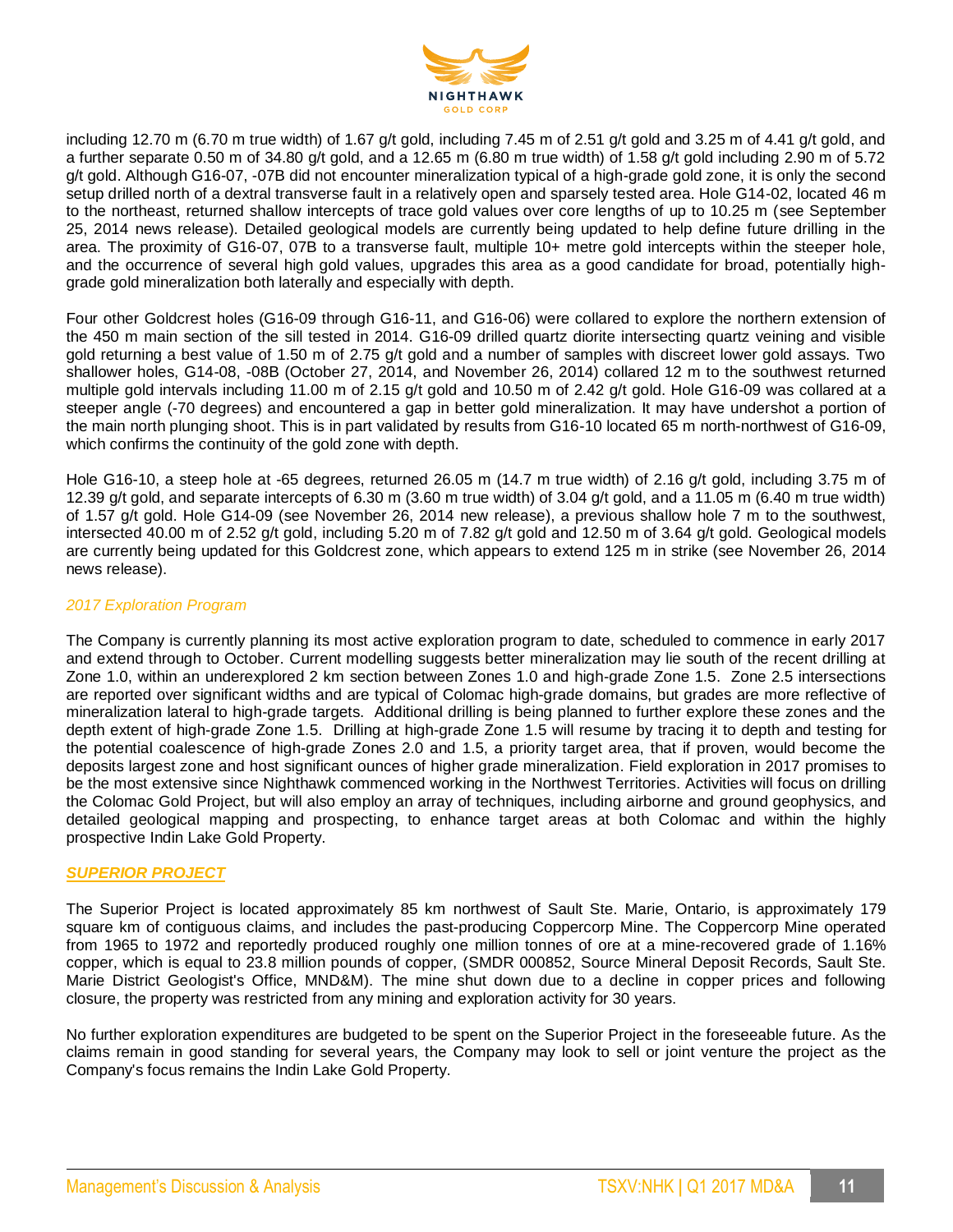including 12.70 m (6.70 m true width) of 1.67 g/t gold, including 7.45 m of 2.51 g/t gold and 3.25 m of 4.41 g/t gold, and a further separate 0.50 m of 34.80 g/t gold, and a 12.65 m (6.80 m true width) of 1.58 g/t gold including 2.90 m of 5.72 g/t gold. Although G16-07, -07B did not encounter mineralization typical of a high-grade gold zone, it is only the second setup drilled north of a dextral transverse fault in a relatively open and sparsely tested area. Hole G14-02, located 46 m to the northeast, returned shallow intercepts of trace gold values over core lengths of up to 10.25 m (see September 25, 2014 news release). Detailed geological models are currently being updated to help define future drilling in the area. The proximity of G16-07, 07B to a transverse fault, multiple 10+ metre gold intercepts within the steeper hole, and the occurrence of several high gold values, upgrades this area as a good candidate for broad, potentially high-grade gold mineralization both laterally and especially with depth.

Four other Goldcrest holes (G16-09 through G16-11, and G16-06) were collared to explore the northern extension of the 450 m main section of the sill tested in 2014. G16-09 drilled quartz diorite intersecting quartz veining and visible gold returning a best value of 1.50 m of 2.75 g/t gold and a number of samples with discreet lower gold assays. Two shallower holes, G14-08, -08B (October 27, 2014, and November 26, 2014) collared 12 m to the southwest returned multiple gold intervals including 11.00 m of 2.15 g/t gold and 10.50 m of 2.42 g/t gold. Hole G16-09 was collared at a steeper angle (-70 degrees) and encountered a gap in better gold mineralization. It may have undershot a portion of the main north plunging shoot. This is in part validated by results from G16-10 located 65 m north-northwest of G16-09, which confirms the continuity of the gold zone with depth.

Hole G16-10, a steep hole at -65 degrees, returned 26.05 m (14.7 m true width) of 2.16 g/t gold, including 3.75 m of 12.39 g/t gold, and separate intercepts of 6.30 m (3.60 m true width) of 3.04 g/t gold, and a 11.05 m (6.40 m true width) of 1.57 g/t gold. Hole G14-09 (see November 26, 2014 new release), a previous shallow hole 7 m to the southwest, intersected 40.00 m of 2.52 g/t gold, including 5.20 m of 7.82 g/t gold and 12.50 m of 3.64 g/t gold. Geological models are currently being updated for this Goldcrest zone, which appears to extend 125 m in strike (see November 26, 2014 news release).

*2017 Exploration Program*

The Company is currently planning its most active exploration program to date, scheduled to commence in early 2017 and extend through to October. Current modelling suggests better mineralization may lie south of the recent drilling at Zone 1.0, within an underexplored 2 km section between Zones 1.0 and high-grade Zone 1.5. Zone 2.5 intersections are reported over significant widths and are typical of Colomac high-grade domains, but grades are more reflective of mineralization lateral to high-grade targets. Additional drilling is being planned to further explore these zones and the depth extent of high-grade Zone 1.5. Drilling at high-grade Zone 1.5 will resume by tracing it to depth and testing for the potential coalescence of high-grade Zones 2.0 and 1.5, a priority target area, that if proven, would become the deposits largest zone and host significant ounces of higher grade mineralization. Field exploration in 2017 promises to be the most extensive since Nighthawk commenced working in the Northwest Territories. Activities will focus on drilling the Colomac Gold Project, but will also employ an array of techniques, including airborne and ground geophysics, and detailed geological mapping and prospecting, to enhance target areas at both Colomac and within the highly prospective Indin Lake Gold Property.

## ***SUPERIOR PROJECT***

The Superior Project is located approximately 85 km northwest of Sault Ste. Marie, Ontario, is approximately 179 square km of contiguous claims, and includes the past-producing Coppercorp Mine. The Coppercorp Mine operated from 1965 to 1972 and reportedly produced roughly one million tonnes of ore at a mine-recovered grade of 1.16% copper, which is equal to 23.8 million pounds of copper, (SMDR 000852, Source Mineral Deposit Records, Sault Ste. Marie District Geologist's Office, MND&M). The mine shut down due to a decline in copper prices and following closure, the property was restricted from any mining and exploration activity for 30 years.

No further exploration expenditures are budgeted to be spent on the Superior Project in the foreseeable future. As the claims remain in good standing for several years, the Company may look to sell or joint venture the project as the Company's focus remains the Indin Lake Gold Property.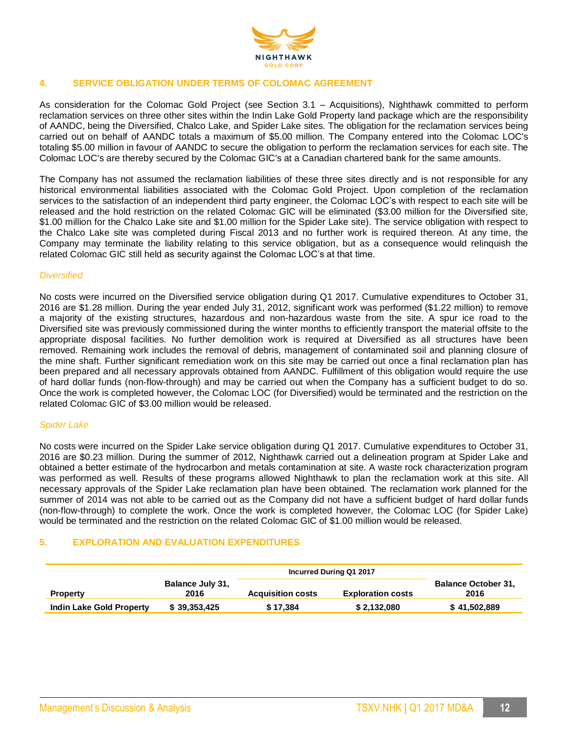## 4. SERVICE OBLIGATION UNDER TERMS OF COLOMAC AGREEMENT

As consideration for the Colomac Gold Project (see Section 3.1 – Acquisitions), Nighthawk committed to perform reclamation services on three other sites within the Indin Lake Gold Property land package which are the responsibility of AANDC, being the Diversified, Chalco Lake, and Spider Lake sites. The obligation for the reclamation services being carried out on behalf of AANDC totals a maximum of $5.00 million. The Company entered into the Colomac LOC's totaling $5.00 million in favour of AANDC to secure the obligation to perform the reclamation services for each site. The Colomac LOC's are thereby secured by the Colomac GIC's at a Canadian chartered bank for the same amounts.

The Company has not assumed the reclamation liabilities of these three sites directly and is not responsible for any historical environmental liabilities associated with the Colomac Gold Project. Upon completion of the reclamation services to the satisfaction of an independent third party engineer, the Colomac LOC's with respect to each site will be released and the hold restriction on the related Colomac GIC will be eliminated ($3.00 million for the Diversified site, $1.00 million for the Chalco Lake site and $1.00 million for the Spider Lake site). The service obligation with respect to the Chalco Lake site was completed during Fiscal 2013 and no further work is required thereon. At any time, the Company may terminate the liability relating to this service obligation, but as a consequence would relinquish the related Colomac GIC still held as security against the Colomac LOC's at that time.

*Diversified*

No costs were incurred on the Diversified service obligation during Q1 2017. Cumulative expenditures to October 31, 2016 are $1.28 million. During the year ended July 31, 2012, significant work was performed ($1.22 million) to remove a majority of the existing structures, hazardous and non-hazardous waste from the site. A spur ice road to the Diversified site was previously commissioned during the winter months to efficiently transport the material offsite to the appropriate disposal facilities. No further demolition work is required at Diversified as all structures have been removed. Remaining work includes the removal of debris, management of contaminated soil and planning closure of the mine shaft. Further significant remediation work on this site may be carried out once a final reclamation plan has been prepared and all necessary approvals obtained from AANDC. Fulfillment of this obligation would require the use of hard dollar funds (non-flow-through) and may be carried out when the Company has a sufficient budget to do so. Once the work is completed however, the Colomac LOC (for Diversified) would be terminated and the restriction on the related Colomac GIC of $3.00 million would be released.

*Spider Lake*

No costs were incurred on the Spider Lake service obligation during Q1 2017. Cumulative expenditures to October 31, 2016 are $0.23 million. During the summer of 2012, Nighthawk carried out a delineation program at Spider Lake and obtained a better estimate of the hydrocarbon and metals contamination at site. A waste rock characterization program was performed as well. Results of these programs allowed Nighthawk to plan the reclamation work at this site. All necessary approvals of the Spider Lake reclamation plan have been obtained. The reclamation work planned for the summer of 2014 was not able to be carried out as the Company did not have a sufficient budget of hard dollar funds (non-flow-through) to complete the work. Once the work is completed however, the Colomac LOC (for Spider Lake) would be terminated and the restriction on the related Colomac GIC of $1.00 million would be released.

## 5. EXPLORATION AND EVALUATION EXPENDITURES

| | | Incurred During Q1 2017 | | |
|---|---|---|---|---|
| **Property** | **Balance July 31, 2016** | **Acquisition costs** | **Exploration costs** | **Balance October 31, 2016** |
| **Indin Lake Gold Property** | **$ 39,353,425** | **$ 17,384** | **$ 2,132,080** | **$ 41,502,889** |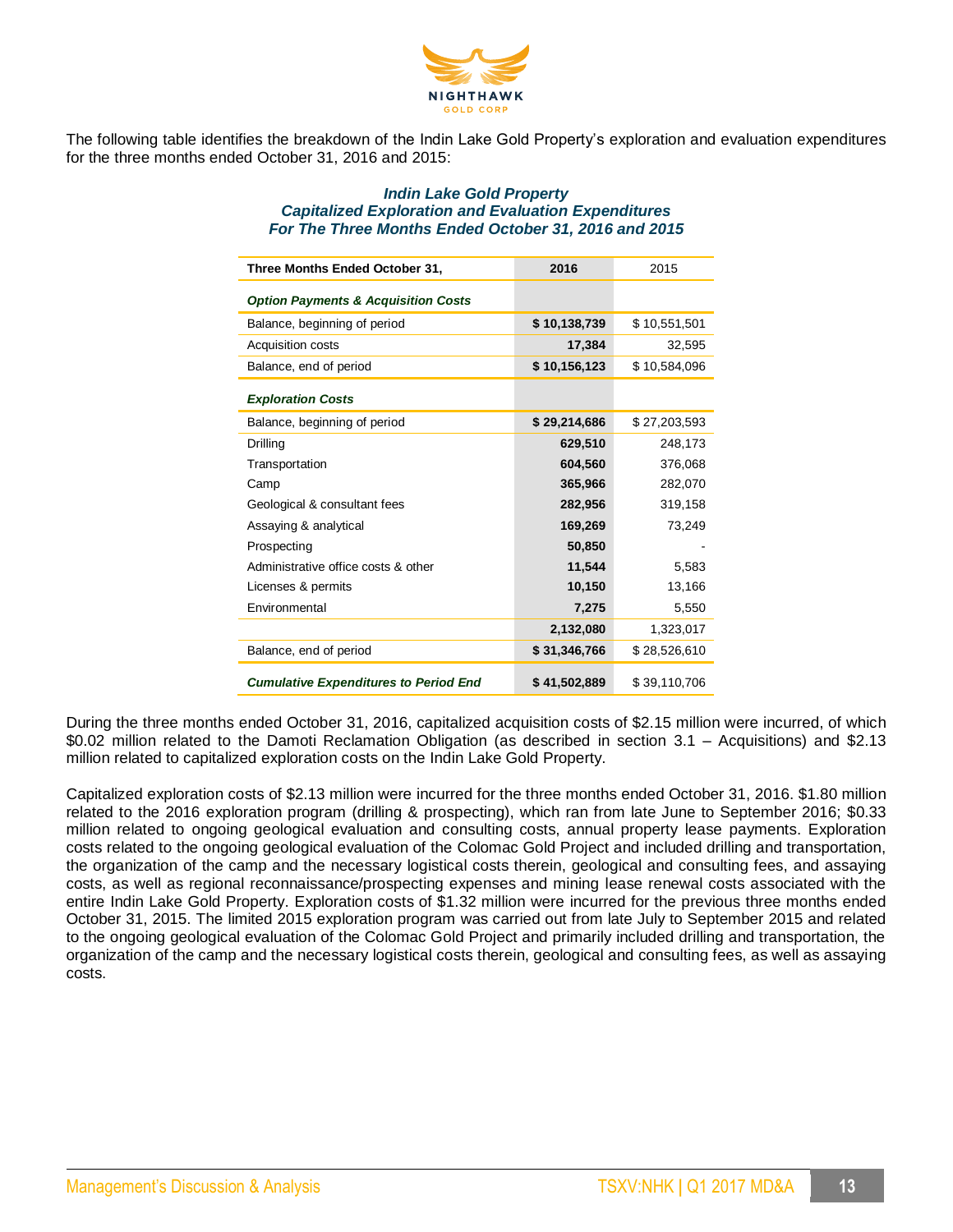The following table identifies the breakdown of the Indin Lake Gold Property's exploration and evaluation expenditures for the three months ended October 31, 2016 and 2015:

***Indin Lake Gold Property***
***Capitalized Exploration and Evaluation Expenditures***
***For The Three Months Ended October 31, 2016 and 2015***

| Three Months Ended October 31, | 2016 | 2015 |
|---|---|---|
| ***Option Payments & Acquisition Costs*** | | |
| Balance, beginning of period | **$ 10,138,739** | $ 10,551,501 |
| Acquisition costs | **17,384** | 32,595 |
| Balance, end of period | **$ 10,156,123** | $ 10,584,096 |
| ***Exploration Costs*** | | |
| Balance, beginning of period | **$ 29,214,686** | $ 27,203,593 |
| Drilling | **629,510** | 248,173 |
| Transportation | **604,560** | 376,068 |
| Camp | **365,966** | 282,070 |
| Geological & consultant fees | **282,956** | 319,158 |
| Assaying & analytical | **169,269** | 73,249 |
| Prospecting | **50,850** | - |
| Administrative office costs & other | **11,544** | 5,583 |
| Licenses & permits | **10,150** | 13,166 |
| Environmental | **7,275** | 5,550 |
| | **2,132,080** | 1,323,017 |
| Balance, end of period | **$ 31,346,766** | $ 28,526,610 |
| ***Cumulative Expenditures to Period End*** | **$ 41,502,889** | $ 39,110,706 |

During the three months ended October 31, 2016, capitalized acquisition costs of $2.15 million were incurred, of which $0.02 million related to the Damoti Reclamation Obligation (as described in section 3.1 – Acquisitions) and $2.13 million related to capitalized exploration costs on the Indin Lake Gold Property.

Capitalized exploration costs of $2.13 million were incurred for the three months ended October 31, 2016. $1.80 million related to the 2016 exploration program (drilling & prospecting), which ran from late June to September 2016; $0.33 million related to ongoing geological evaluation and consulting costs, annual property lease payments. Exploration costs related to the ongoing geological evaluation of the Colomac Gold Project and included drilling and transportation, the organization of the camp and the necessary logistical costs therein, geological and consulting fees, and assaying costs, as well as regional reconnaissance/prospecting expenses and mining lease renewal costs associated with the entire Indin Lake Gold Property. Exploration costs of $1.32 million were incurred for the previous three months ended October 31, 2015. The limited 2015 exploration program was carried out from late July to September 2015 and related to the ongoing geological evaluation of the Colomac Gold Project and primarily included drilling and transportation, the organization of the camp and the necessary logistical costs therein, geological and consulting fees, as well as assaying costs.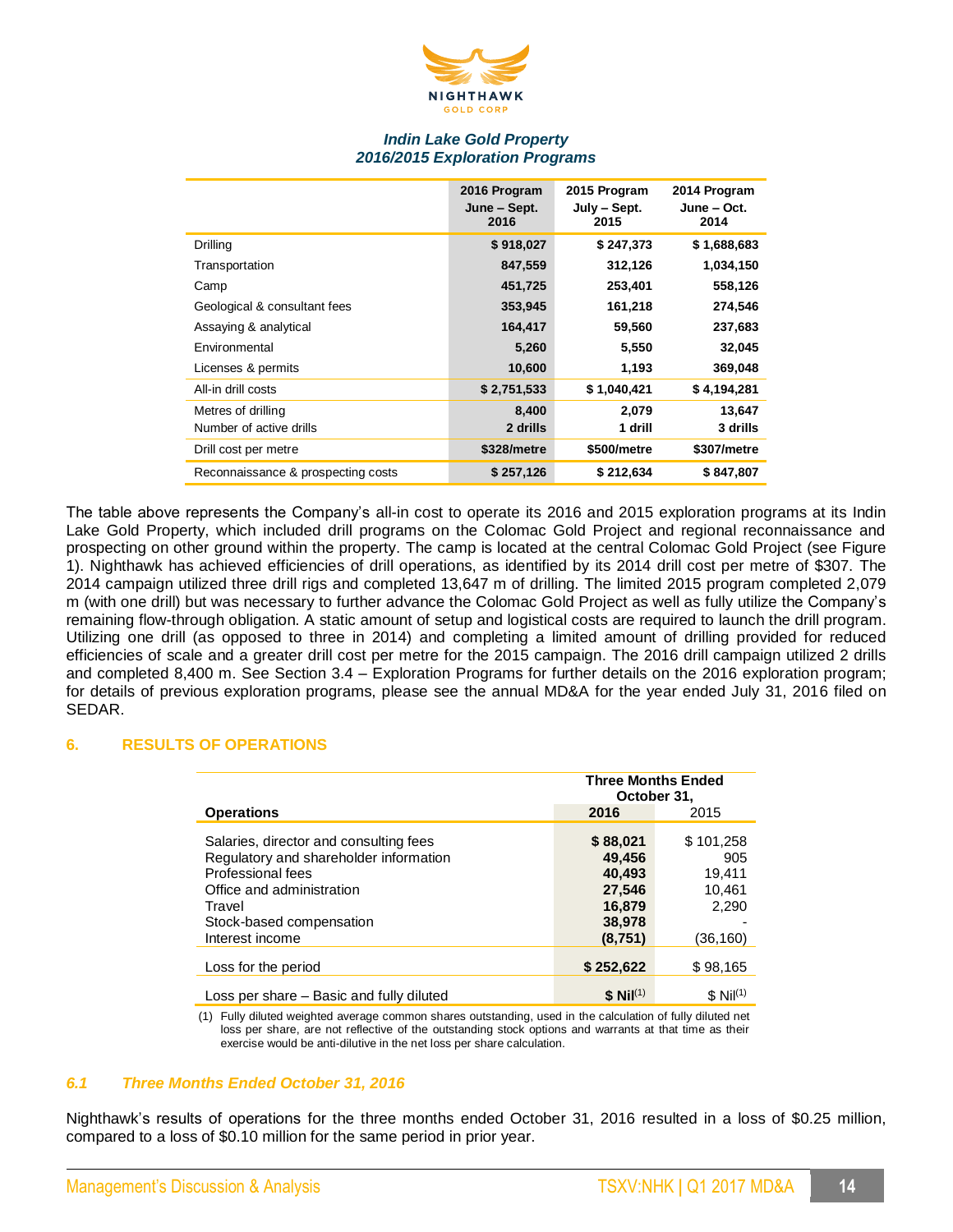*Indin Lake Gold Property*
*2016/2015 Exploration Programs*

| | 2016 Program June – Sept. 2016 | 2015 Program July – Sept. 2015 | 2014 Program June – Oct. 2014 |
|---|---|---|---|
| Drilling | **$ 918,027** | **$ 247,373** | **$ 1,688,683** |
| Transportation | **847,559** | **312,126** | **1,034,150** |
| Camp | **451,725** | **253,401** | **558,126** |
| Geological & consultant fees | **353,945** | **161,218** | **274,546** |
| Assaying & analytical | **164,417** | **59,560** | **237,683** |
| Environmental | **5,260** | **5,550** | **32,045** |
| Licenses & permits | **10,600** | **1,193** | **369,048** |
| All-in drill costs | **$ 2,751,533** | **$ 1,040,421** | **$ 4,194,281** |
| Metres of drilling | **8,400** | **2,079** | **13,647** |
| Number of active drills | **2 drills** | **1 drill** | **3 drills** |
| Drill cost per metre | **$328/metre** | **$500/metre** | **$307/metre** |
| Reconnaissance & prospecting costs | **$ 257,126** | **$ 212,634** | **$ 847,807** |

The table above represents the Company's all-in cost to operate its 2016 and 2015 exploration programs at its Indin Lake Gold Property, which included drill programs on the Colomac Gold Project and regional reconnaissance and prospecting on other ground within the property. The camp is located at the central Colomac Gold Project (see Figure 1). Nighthawk has achieved efficiencies of drill operations, as identified by its 2014 drill cost per metre of $307. The 2014 campaign utilized three drill rigs and completed 13,647 m of drilling. The limited 2015 program completed 2,079 m (with one drill) but was necessary to further advance the Colomac Gold Project as well as fully utilize the Company's remaining flow-through obligation. A static amount of setup and logistical costs are required to launch the drill program. Utilizing one drill (as opposed to three in 2014) and completing a limited amount of drilling provided for reduced efficiencies of scale and a greater drill cost per metre for the 2015 campaign. The 2016 drill campaign utilized 2 drills and completed 8,400 m. See Section 3.4 – Exploration Programs for further details on the 2016 exploration program; for details of previous exploration programs, please see the annual MD&A for the year ended July 31, 2016 filed on SEDAR.

## 6. RESULTS OF OPERATIONS

| Operations | Three Months Ended October 31, 2016 | 2015 |
|---|---|---|
| Salaries, director and consulting fees | **$ 88,021** | $ 101,258 |
| Regulatory and shareholder information | **49,456** | 905 |
| Professional fees | **40,493** | 19,411 |
| Office and administration | **27,546** | 10,461 |
| Travel | **16,879** | 2,290 |
| Stock-based compensation | **38,978** | - |
| Interest income | **(8,751)** | (36,160) |
| Loss for the period | **$ 252,622** | $ 98,165 |
| Loss per share – Basic and fully diluted | **$ Nil(1)** | $ Nil(1) |

(1) Fully diluted weighted average common shares outstanding, used in the calculation of fully diluted net loss per share, are not reflective of the outstanding stock options and warrants at that time as their exercise would be anti-dilutive in the net loss per share calculation.

### *6.1 Three Months Ended October 31, 2016*

Nighthawk's results of operations for the three months ended October 31, 2016 resulted in a loss of $0.25 million, compared to a loss of $0.10 million for the same period in prior year.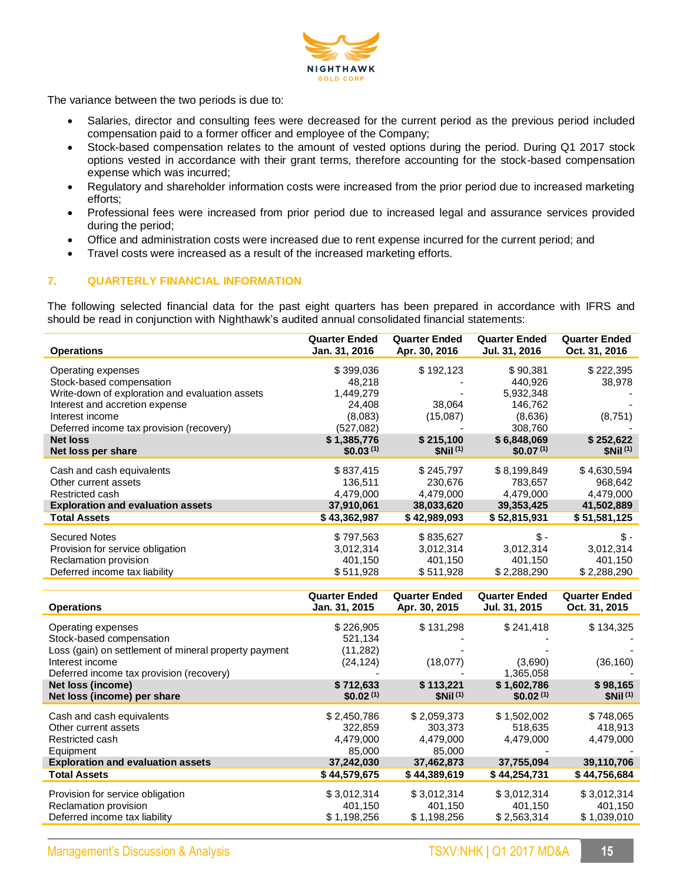The variance between the two periods is due to:

- Salaries, director and consulting fees were decreased for the current period as the previous period included compensation paid to a former officer and employee of the Company;
- Stock-based compensation relates to the amount of vested options during the period. During Q1 2017 stock options vested in accordance with their grant terms, therefore accounting for the stock-based compensation expense which was incurred;
- Regulatory and shareholder information costs were increased from the prior period due to increased marketing efforts;
- Professional fees were increased from prior period due to increased legal and assurance services provided during the period;
- Office and administration costs were increased due to rent expense incurred for the current period; and
- Travel costs were increased as a result of the increased marketing efforts.

## 7. QUARTERLY FINANCIAL INFORMATION

The following selected financial data for the past eight quarters has been prepared in accordance with IFRS and should be read in conjunction with Nighthawk's audited annual consolidated financial statements:

| Operations | Quarter Ended Jan. 31, 2016 | Quarter Ended Apr. 30, 2016 | Quarter Ended Jul. 31, 2016 | Quarter Ended Oct. 31, 2016 |
|---|---|---|---|---|
| Operating expenses | $ 399,036 | $ 192,123 | $ 90,381 | $ 222,395 |
| Stock-based compensation | 48,218 | - | 440,926 | 38,978 |
| Write-down of exploration and evaluation assets | 1,449,279 | - | 5,932,348 | - |
| Interest and accretion expense | 24,408 | 38,064 | 146,762 | - |
| Interest income | (8,083) | (15,087) | (8,636) | (8,751) |
| Deferred income tax provision (recovery) | (527,082) | - | 308,760 | - |
| **Net loss** | **$ 1,385,776** | **$ 215,100** | **$ 6,848,069** | **$ 252,622** |
| **Net loss per share** | **$0.03 (1)** | **$Nil (1)** | **$0.07 (1)** | **$Nil (1)** |
| Cash and cash equivalents | $ 837,415 | $ 245,797 | $ 8,199,849 | $ 4,630,594 |
| Other current assets | 136,511 | 230,676 | 783,657 | 968,642 |
| Restricted cash | 4,479,000 | 4,479,000 | 4,479,000 | 4,479,000 |
| **Exploration and evaluation assets** | **37,910,061** | **38,033,620** | **39,353,425** | **41,502,889** |
| **Total Assets** | **$ 43,362,987** | **$ 42,989,093** | **$ 52,815,931** | **$ 51,581,125** |
| Secured Notes | $ 797,563 | $ 835,627 | $ - | $ - |
| Provision for service obligation | 3,012,314 | 3,012,314 | 3,012,314 | 3,012,314 |
| Reclamation provision | 401,150 | 401,150 | 401,150 | 401,150 |
| Deferred income tax liability | $ 511,928 | $ 511,928 | $ 2,288,290 | $ 2,288,290 |

| Operations | Quarter Ended Jan. 31, 2015 | Quarter Ended Apr. 30, 2015 | Quarter Ended Jul. 31, 2015 | Quarter Ended Oct. 31, 2015 |
|---|---|---|---|---|
| Operating expenses | $ 226,905 | $ 131,298 | $ 241,418 | $ 134,325 |
| Stock-based compensation | 521,134 | - | - | - |
| Loss (gain) on settlement of mineral property payment | (11,282) | - | - | - |
| Interest income | (24,124) | (18,077) | (3,690) | (36,160) |
| Deferred income tax provision (recovery) | - | - | 1,365,058 | - |
| **Net loss (income)** | **$ 712,633** | **$ 113,221** | **$ 1,602,786** | **$ 98,165** |
| **Net loss (income) per share** | **$0.02 (1)** | **$Nil (1)** | **$0.02 (1)** | **$Nil (1)** |
| Cash and cash equivalents | $ 2,450,786 | $ 2,059,373 | $ 1,502,002 | $ 748,065 |
| Other current assets | 322,859 | 303,373 | 518,635 | 418,913 |
| Restricted cash | 4,479,000 | 4,479,000 | 4,479,000 | 4,479,000 |
| Equipment | 85,000 | 85,000 | - | - |
| **Exploration and evaluation assets** | **37,242,030** | **37,462,873** | **37,755,094** | **39,110,706** |
| **Total Assets** | **$ 44,579,675** | **$ 44,389,619** | **$ 44,254,731** | **$ 44,756,684** |
| Provision for service obligation | $ 3,012,314 | $ 3,012,314 | $ 3,012,314 | $ 3,012,314 |
| Reclamation provision | 401,150 | 401,150 | 401,150 | 401,150 |
| Deferred income tax liability | $ 1,198,256 | $ 1,198,256 | $ 2,563,314 | $ 1,039,010 |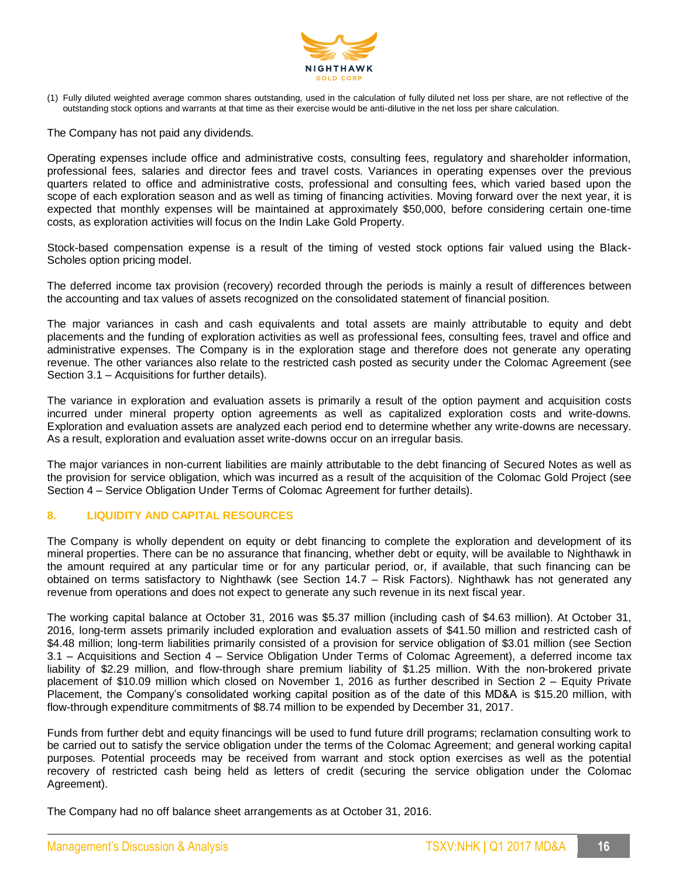(1) Fully diluted weighted average common shares outstanding, used in the calculation of fully diluted net loss per share, are not reflective of the outstanding stock options and warrants at that time as their exercise would be anti-dilutive in the net loss per share calculation.

The Company has not paid any dividends.

Operating expenses include office and administrative costs, consulting fees, regulatory and shareholder information, professional fees, salaries and director fees and travel costs. Variances in operating expenses over the previous quarters related to office and administrative costs, professional and consulting fees, which varied based upon the scope of each exploration season and as well as timing of financing activities. Moving forward over the next year, it is expected that monthly expenses will be maintained at approximately $50,000, before considering certain one-time costs, as exploration activities will focus on the Indin Lake Gold Property.

Stock-based compensation expense is a result of the timing of vested stock options fair valued using the Black-Scholes option pricing model.

The deferred income tax provision (recovery) recorded through the periods is mainly a result of differences between the accounting and tax values of assets recognized on the consolidated statement of financial position.

The major variances in cash and cash equivalents and total assets are mainly attributable to equity and debt placements and the funding of exploration activities as well as professional fees, consulting fees, travel and office and administrative expenses. The Company is in the exploration stage and therefore does not generate any operating revenue. The other variances also relate to the restricted cash posted as security under the Colomac Agreement (see Section 3.1 – Acquisitions for further details).

The variance in exploration and evaluation assets is primarily a result of the option payment and acquisition costs incurred under mineral property option agreements as well as capitalized exploration costs and write-downs. Exploration and evaluation assets are analyzed each period end to determine whether any write-downs are necessary. As a result, exploration and evaluation asset write-downs occur on an irregular basis.

The major variances in non-current liabilities are mainly attributable to the debt financing of Secured Notes as well as the provision for service obligation, which was incurred as a result of the acquisition of the Colomac Gold Project (see Section 4 – Service Obligation Under Terms of Colomac Agreement for further details).

## 8. LIQUIDITY AND CAPITAL RESOURCES

The Company is wholly dependent on equity or debt financing to complete the exploration and development of its mineral properties. There can be no assurance that financing, whether debt or equity, will be available to Nighthawk in the amount required at any particular time or for any particular period, or, if available, that such financing can be obtained on terms satisfactory to Nighthawk (see Section 14.7 – Risk Factors). Nighthawk has not generated any revenue from operations and does not expect to generate any such revenue in its next fiscal year.

The working capital balance at October 31, 2016 was $5.37 million (including cash of $4.63 million). At October 31, 2016, long-term assets primarily included exploration and evaluation assets of $41.50 million and restricted cash of $4.48 million; long-term liabilities primarily consisted of a provision for service obligation of $3.01 million (see Section 3.1 – Acquisitions and Section 4 – Service Obligation Under Terms of Colomac Agreement), a deferred income tax liability of $2.29 million, and flow-through share premium liability of $1.25 million. With the non-brokered private placement of $10.09 million which closed on November 1, 2016 as further described in Section 2 – Equity Private Placement, the Company's consolidated working capital position as of the date of this MD&A is $15.20 million, with flow-through expenditure commitments of $8.74 million to be expended by December 31, 2017.

Funds from further debt and equity financings will be used to fund future drill programs; reclamation consulting work to be carried out to satisfy the service obligation under the terms of the Colomac Agreement; and general working capital purposes. Potential proceeds may be received from warrant and stock option exercises as well as the potential recovery of restricted cash being held as letters of credit (securing the service obligation under the Colomac Agreement).

The Company had no off balance sheet arrangements as at October 31, 2016.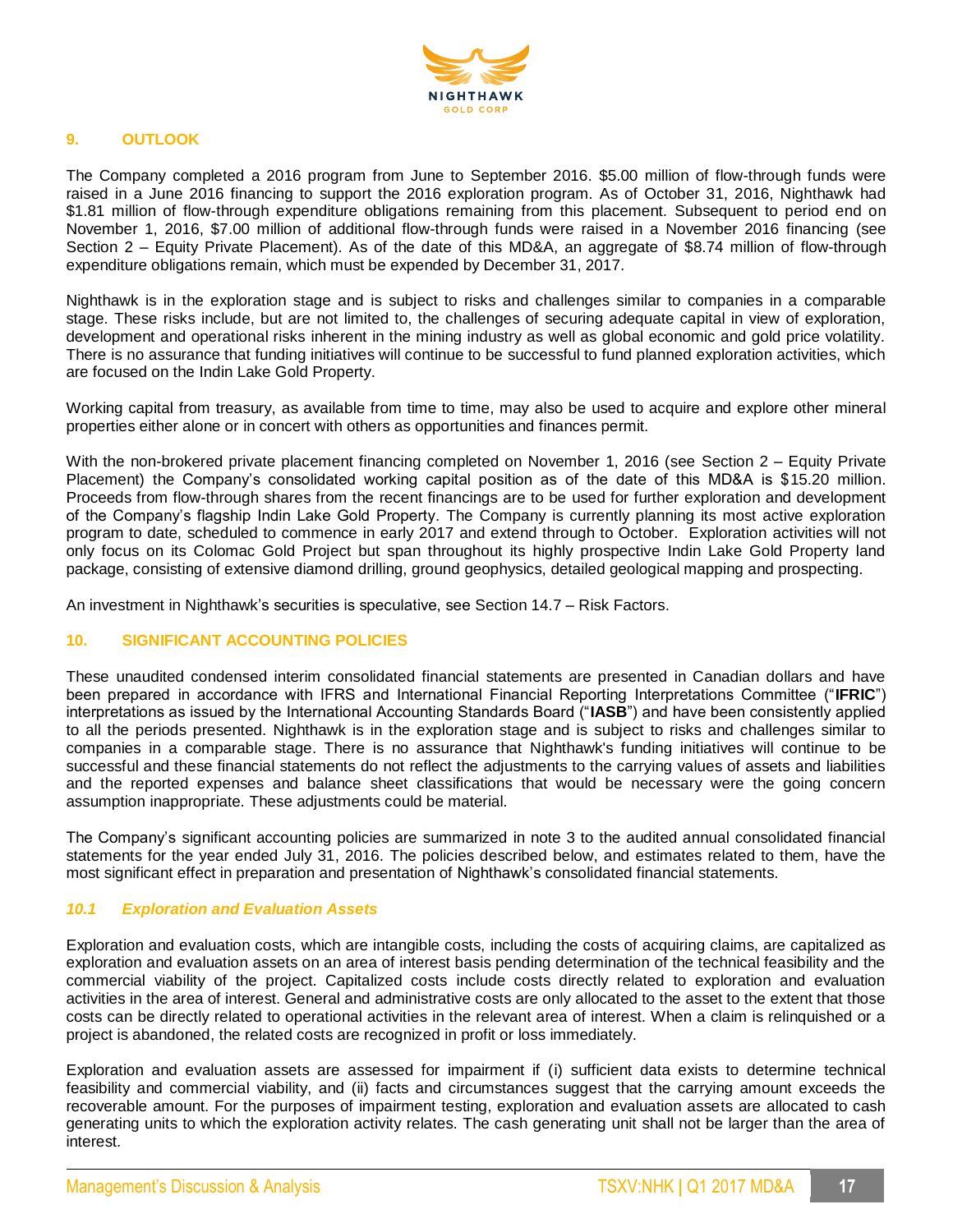## 9. OUTLOOK

The Company completed a 2016 program from June to September 2016. $5.00 million of flow-through funds were raised in a June 2016 financing to support the 2016 exploration program. As of October 31, 2016, Nighthawk had $1.81 million of flow-through expenditure obligations remaining from this placement. Subsequent to period end on November 1, 2016, $7.00 million of additional flow-through funds were raised in a November 2016 financing (see Section 2 – Equity Private Placement). As of the date of this MD&A, an aggregate of $8.74 million of flow-through expenditure obligations remain, which must be expended by December 31, 2017.

Nighthawk is in the exploration stage and is subject to risks and challenges similar to companies in a comparable stage. These risks include, but are not limited to, the challenges of securing adequate capital in view of exploration, development and operational risks inherent in the mining industry as well as global economic and gold price volatility. There is no assurance that funding initiatives will continue to be successful to fund planned exploration activities, which are focused on the Indin Lake Gold Property.

Working capital from treasury, as available from time to time, may also be used to acquire and explore other mineral properties either alone or in concert with others as opportunities and finances permit.

With the non-brokered private placement financing completed on November 1, 2016 (see Section 2 – Equity Private Placement) the Company's consolidated working capital position as of the date of this MD&A is $15.20 million. Proceeds from flow-through shares from the recent financings are to be used for further exploration and development of the Company's flagship Indin Lake Gold Property. The Company is currently planning its most active exploration program to date, scheduled to commence in early 2017 and extend through to October. Exploration activities will not only focus on its Colomac Gold Project but span throughout its highly prospective Indin Lake Gold Property land package, consisting of extensive diamond drilling, ground geophysics, detailed geological mapping and prospecting.

An investment in Nighthawk's securities is speculative, see Section 14.7 – Risk Factors.

## 10. SIGNIFICANT ACCOUNTING POLICIES

These unaudited condensed interim consolidated financial statements are presented in Canadian dollars and have been prepared in accordance with IFRS and International Financial Reporting Interpretations Committee ("**IFRIC**") interpretations as issued by the International Accounting Standards Board ("**IASB**") and have been consistently applied to all the periods presented. Nighthawk is in the exploration stage and is subject to risks and challenges similar to companies in a comparable stage. There is no assurance that Nighthawk's funding initiatives will continue to be successful and these financial statements do not reflect the adjustments to the carrying values of assets and liabilities and the reported expenses and balance sheet classifications that would be necessary were the going concern assumption inappropriate. These adjustments could be material.

The Company's significant accounting policies are summarized in note 3 to the audited annual consolidated financial statements for the year ended July 31, 2016. The policies described below, and estimates related to them, have the most significant effect in preparation and presentation of Nighthawk's consolidated financial statements.

### *10.1 Exploration and Evaluation Assets*

Exploration and evaluation costs, which are intangible costs, including the costs of acquiring claims, are capitalized as exploration and evaluation assets on an area of interest basis pending determination of the technical feasibility and the commercial viability of the project. Capitalized costs include costs directly related to exploration and evaluation activities in the area of interest. General and administrative costs are only allocated to the asset to the extent that those costs can be directly related to operational activities in the relevant area of interest. When a claim is relinquished or a project is abandoned, the related costs are recognized in profit or loss immediately.

Exploration and evaluation assets are assessed for impairment if (i) sufficient data exists to determine technical feasibility and commercial viability, and (ii) facts and circumstances suggest that the carrying amount exceeds the recoverable amount. For the purposes of impairment testing, exploration and evaluation assets are allocated to cash generating units to which the exploration activity relates. The cash generating unit shall not be larger than the area of interest.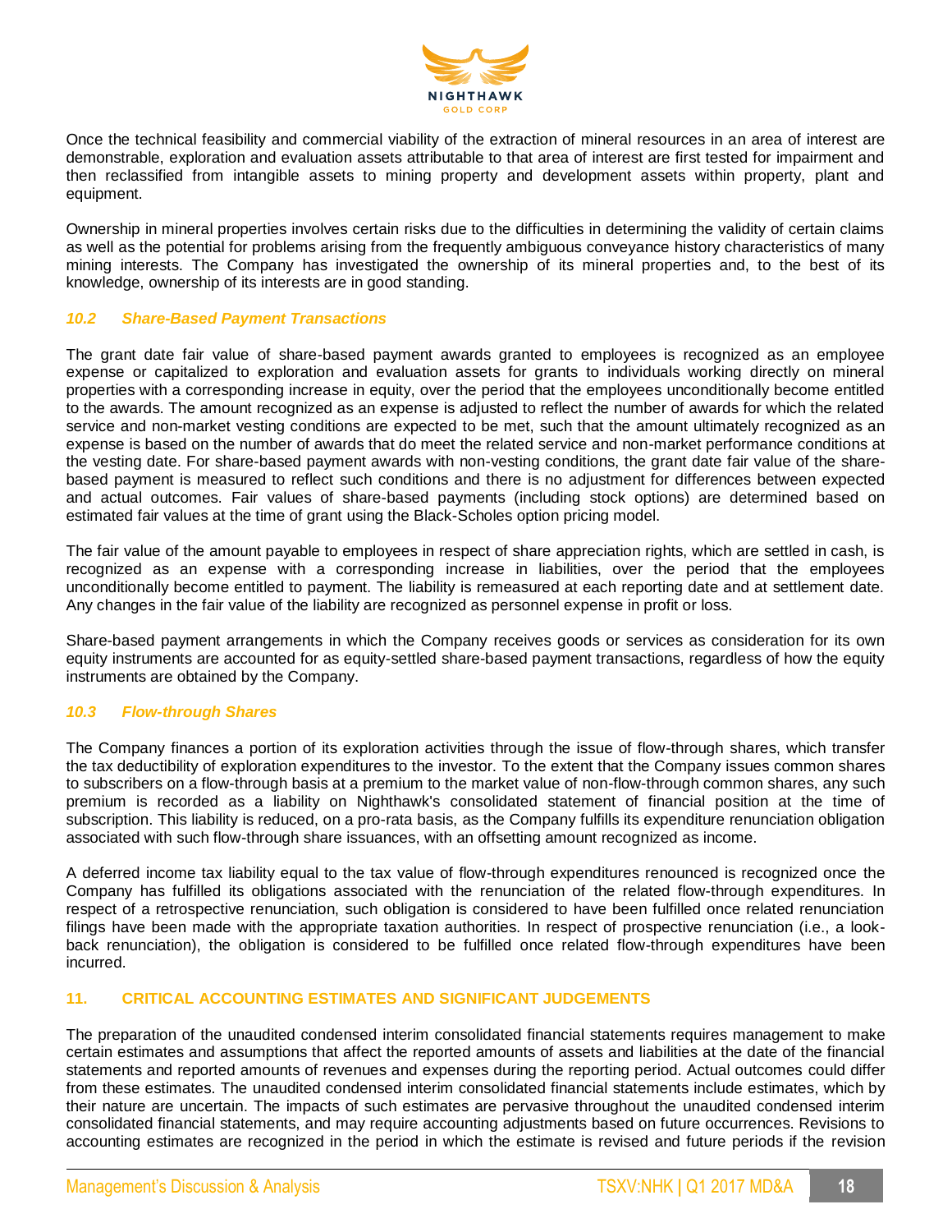Once the technical feasibility and commercial viability of the extraction of mineral resources in an area of interest are demonstrable, exploration and evaluation assets attributable to that area of interest are first tested for impairment and then reclassified from intangible assets to mining property and development assets within property, plant and equipment.

Ownership in mineral properties involves certain risks due to the difficulties in determining the validity of certain claims as well as the potential for problems arising from the frequently ambiguous conveyance history characteristics of many mining interests. The Company has investigated the ownership of its mineral properties and, to the best of its knowledge, ownership of its interests are in good standing.

### *10.2 Share-Based Payment Transactions*

The grant date fair value of share-based payment awards granted to employees is recognized as an employee expense or capitalized to exploration and evaluation assets for grants to individuals working directly on mineral properties with a corresponding increase in equity, over the period that the employees unconditionally become entitled to the awards. The amount recognized as an expense is adjusted to reflect the number of awards for which the related service and non-market vesting conditions are expected to be met, such that the amount ultimately recognized as an expense is based on the number of awards that do meet the related service and non-market performance conditions at the vesting date. For share-based payment awards with non-vesting conditions, the grant date fair value of the share-based payment is measured to reflect such conditions and there is no adjustment for differences between expected and actual outcomes. Fair values of share-based payments (including stock options) are determined based on estimated fair values at the time of grant using the Black-Scholes option pricing model.

The fair value of the amount payable to employees in respect of share appreciation rights, which are settled in cash, is recognized as an expense with a corresponding increase in liabilities, over the period that the employees unconditionally become entitled to payment. The liability is remeasured at each reporting date and at settlement date. Any changes in the fair value of the liability are recognized as personnel expense in profit or loss.

Share-based payment arrangements in which the Company receives goods or services as consideration for its own equity instruments are accounted for as equity-settled share-based payment transactions, regardless of how the equity instruments are obtained by the Company.

### *10.3 Flow-through Shares*

The Company finances a portion of its exploration activities through the issue of flow-through shares, which transfer the tax deductibility of exploration expenditures to the investor. To the extent that the Company issues common shares to subscribers on a flow-through basis at a premium to the market value of non-flow-through common shares, any such premium is recorded as a liability on Nighthawk's consolidated statement of financial position at the time of subscription. This liability is reduced, on a pro-rata basis, as the Company fulfills its expenditure renunciation obligation associated with such flow-through share issuances, with an offsetting amount recognized as income.

A deferred income tax liability equal to the tax value of flow-through expenditures renounced is recognized once the Company has fulfilled its obligations associated with the renunciation of the related flow-through expenditures. In respect of a retrospective renunciation, such obligation is considered to have been fulfilled once related renunciation filings have been made with the appropriate taxation authorities. In respect of prospective renunciation (i.e., a look-back renunciation), the obligation is considered to be fulfilled once related flow-through expenditures have been incurred.

## 11. CRITICAL ACCOUNTING ESTIMATES AND SIGNIFICANT JUDGEMENTS

The preparation of the unaudited condensed interim consolidated financial statements requires management to make certain estimates and assumptions that affect the reported amounts of assets and liabilities at the date of the financial statements and reported amounts of revenues and expenses during the reporting period. Actual outcomes could differ from these estimates. The unaudited condensed interim consolidated financial statements include estimates, which by their nature are uncertain. The impacts of such estimates are pervasive throughout the unaudited condensed interim consolidated financial statements, and may require accounting adjustments based on future occurrences. Revisions to accounting estimates are recognized in the period in which the estimate is revised and future periods if the revision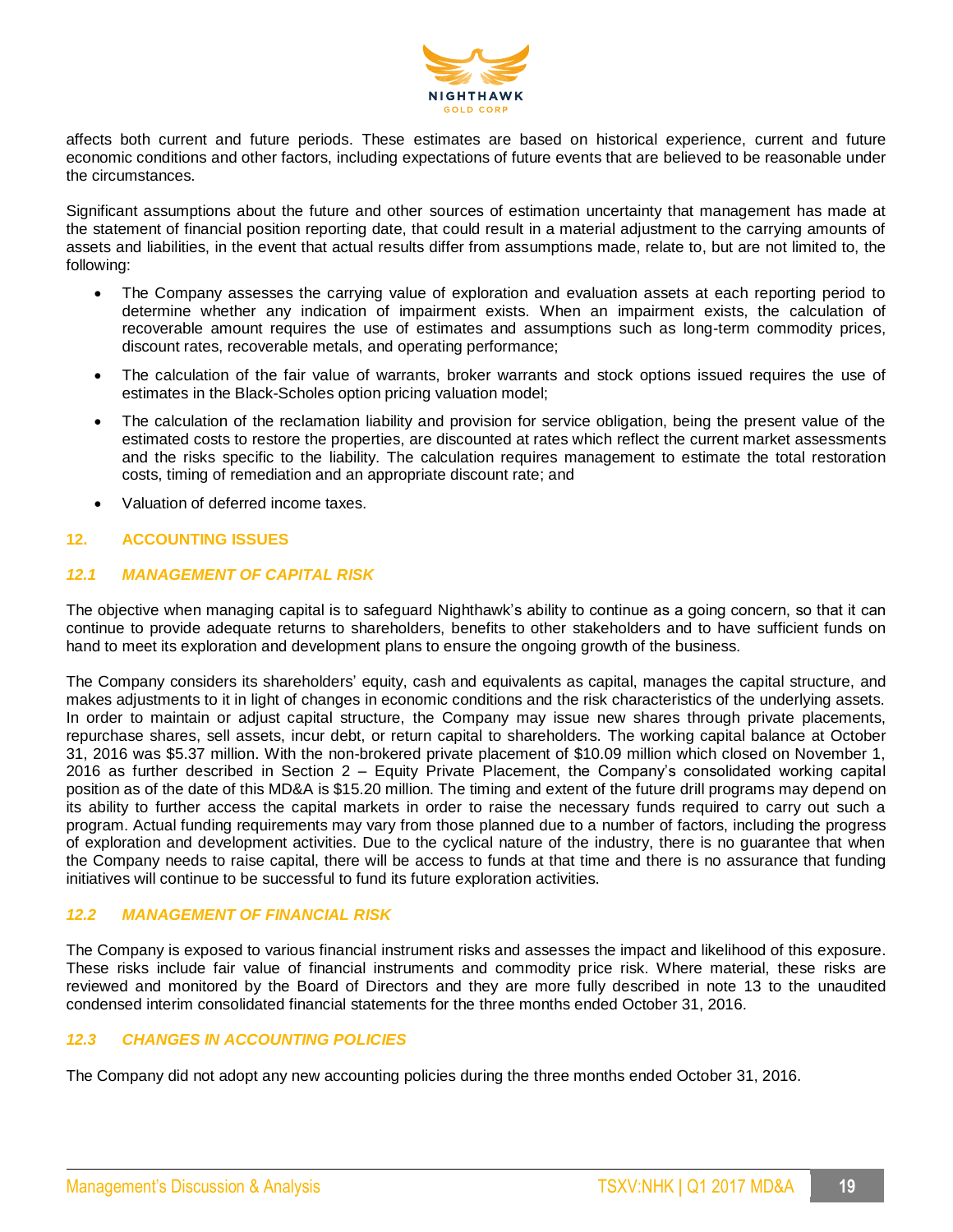affects both current and future periods. These estimates are based on historical experience, current and future economic conditions and other factors, including expectations of future events that are believed to be reasonable under the circumstances.

Significant assumptions about the future and other sources of estimation uncertainty that management has made at the statement of financial position reporting date, that could result in a material adjustment to the carrying amounts of assets and liabilities, in the event that actual results differ from assumptions made, relate to, but are not limited to, the following:

- The Company assesses the carrying value of exploration and evaluation assets at each reporting period to determine whether any indication of impairment exists. When an impairment exists, the calculation of recoverable amount requires the use of estimates and assumptions such as long-term commodity prices, discount rates, recoverable metals, and operating performance;
- The calculation of the fair value of warrants, broker warrants and stock options issued requires the use of estimates in the Black-Scholes option pricing valuation model;
- The calculation of the reclamation liability and provision for service obligation, being the present value of the estimated costs to restore the properties, are discounted at rates which reflect the current market assessments and the risks specific to the liability. The calculation requires management to estimate the total restoration costs, timing of remediation and an appropriate discount rate; and
- Valuation of deferred income taxes.

## 12. ACCOUNTING ISSUES

### *12.1 MANAGEMENT OF CAPITAL RISK*

The objective when managing capital is to safeguard Nighthawk's ability to continue as a going concern, so that it can continue to provide adequate returns to shareholders, benefits to other stakeholders and to have sufficient funds on hand to meet its exploration and development plans to ensure the ongoing growth of the business.

The Company considers its shareholders' equity, cash and equivalents as capital, manages the capital structure, and makes adjustments to it in light of changes in economic conditions and the risk characteristics of the underlying assets. In order to maintain or adjust capital structure, the Company may issue new shares through private placements, repurchase shares, sell assets, incur debt, or return capital to shareholders. The working capital balance at October 31, 2016 was $5.37 million. With the non-brokered private placement of $10.09 million which closed on November 1, 2016 as further described in Section 2 – Equity Private Placement, the Company's consolidated working capital position as of the date of this MD&A is $15.20 million. The timing and extent of the future drill programs may depend on its ability to further access the capital markets in order to raise the necessary funds required to carry out such a program. Actual funding requirements may vary from those planned due to a number of factors, including the progress of exploration and development activities. Due to the cyclical nature of the industry, there is no guarantee that when the Company needs to raise capital, there will be access to funds at that time and there is no assurance that funding initiatives will continue to be successful to fund its future exploration activities.

### *12.2 MANAGEMENT OF FINANCIAL RISK*

The Company is exposed to various financial instrument risks and assesses the impact and likelihood of this exposure. These risks include fair value of financial instruments and commodity price risk. Where material, these risks are reviewed and monitored by the Board of Directors and they are more fully described in note 13 to the unaudited condensed interim consolidated financial statements for the three months ended October 31, 2016.

### *12.3 CHANGES IN ACCOUNTING POLICIES*

The Company did not adopt any new accounting policies during the three months ended October 31, 2016.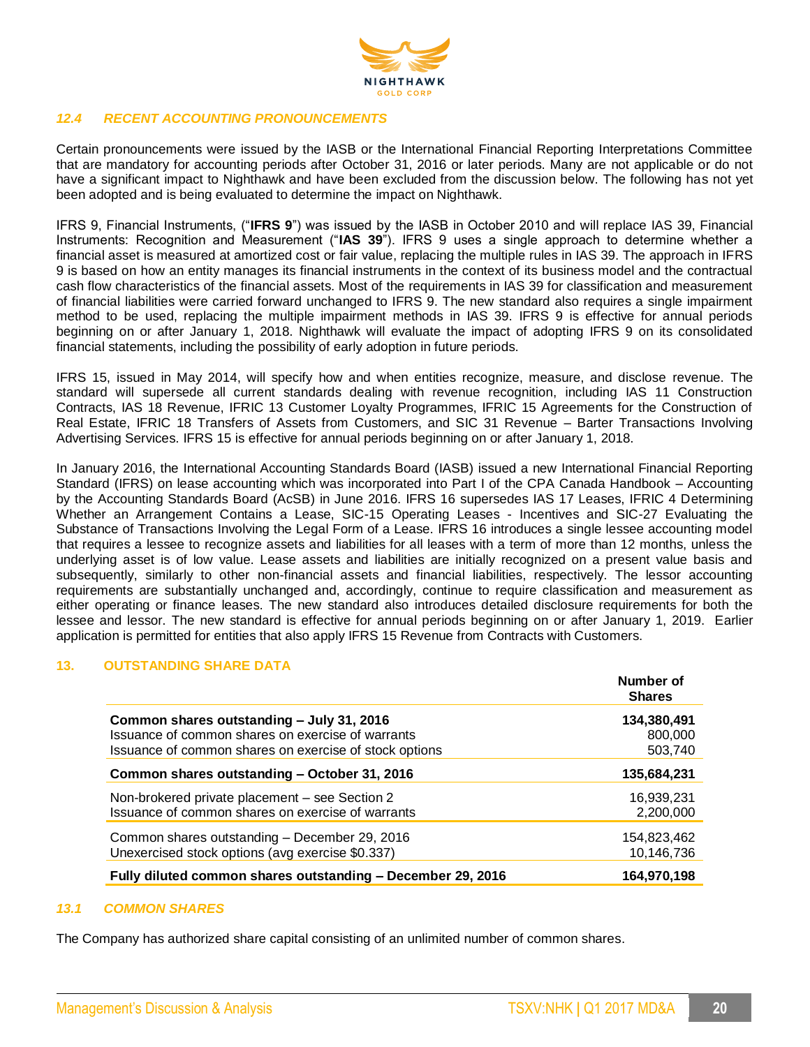### *12.4 RECENT ACCOUNTING PRONOUNCEMENTS*

Certain pronouncements were issued by the IASB or the International Financial Reporting Interpretations Committee that are mandatory for accounting periods after October 31, 2016 or later periods. Many are not applicable or do not have a significant impact to Nighthawk and have been excluded from the discussion below. The following has not yet been adopted and is being evaluated to determine the impact on Nighthawk.

IFRS 9, Financial Instruments, ("**IFRS 9**") was issued by the IASB in October 2010 and will replace IAS 39, Financial Instruments: Recognition and Measurement ("**IAS 39**"). IFRS 9 uses a single approach to determine whether a financial asset is measured at amortized cost or fair value, replacing the multiple rules in IAS 39. The approach in IFRS 9 is based on how an entity manages its financial instruments in the context of its business model and the contractual cash flow characteristics of the financial assets. Most of the requirements in IAS 39 for classification and measurement of financial liabilities were carried forward unchanged to IFRS 9. The new standard also requires a single impairment method to be used, replacing the multiple impairment methods in IAS 39. IFRS 9 is effective for annual periods beginning on or after January 1, 2018. Nighthawk will evaluate the impact of adopting IFRS 9 on its consolidated financial statements, including the possibility of early adoption in future periods.

IFRS 15, issued in May 2014, will specify how and when entities recognize, measure, and disclose revenue. The standard will supersede all current standards dealing with revenue recognition, including IAS 11 Construction Contracts, IAS 18 Revenue, IFRIC 13 Customer Loyalty Programmes, IFRIC 15 Agreements for the Construction of Real Estate, IFRIC 18 Transfers of Assets from Customers, and SIC 31 Revenue – Barter Transactions Involving Advertising Services. IFRS 15 is effective for annual periods beginning on or after January 1, 2018.

In January 2016, the International Accounting Standards Board (IASB) issued a new International Financial Reporting Standard (IFRS) on lease accounting which was incorporated into Part I of the CPA Canada Handbook – Accounting by the Accounting Standards Board (AcSB) in June 2016. IFRS 16 supersedes IAS 17 Leases, IFRIC 4 Determining Whether an Arrangement Contains a Lease, SIC-15 Operating Leases - Incentives and SIC-27 Evaluating the Substance of Transactions Involving the Legal Form of a Lease. IFRS 16 introduces a single lessee accounting model that requires a lessee to recognize assets and liabilities for all leases with a term of more than 12 months, unless the underlying asset is of low value. Lease assets and liabilities are initially recognized on a present value basis and subsequently, similarly to other non-financial assets and financial liabilities, respectively. The lessor accounting requirements are substantially unchanged and, accordingly, continue to require classification and measurement as either operating or finance leases. The new standard also introduces detailed disclosure requirements for both the lessee and lessor. The new standard is effective for annual periods beginning on or after January 1, 2019. Earlier application is permitted for entities that also apply IFRS 15 Revenue from Contracts with Customers.

## 13. OUTSTANDING SHARE DATA

| | Number of Shares |
|---|---|
| **Common shares outstanding – July 31, 2016** | **134,380,491** |
| Issuance of common shares on exercise of warrants | 800,000 |
| Issuance of common shares on exercise of stock options | 503,740 |
| **Common shares outstanding – October 31, 2016** | **135,684,231** |
| Non-brokered private placement – see Section 2 | 16,939,231 |
| Issuance of common shares on exercise of warrants | 2,200,000 |
| Common shares outstanding – December 29, 2016 | 154,823,462 |
| Unexercised stock options (avg exercise $0.337) | 10,146,736 |
| **Fully diluted common shares outstanding – December 29, 2016** | **164,970,198** |

### *13.1 COMMON SHARES*

The Company has authorized share capital consisting of an unlimited number of common shares.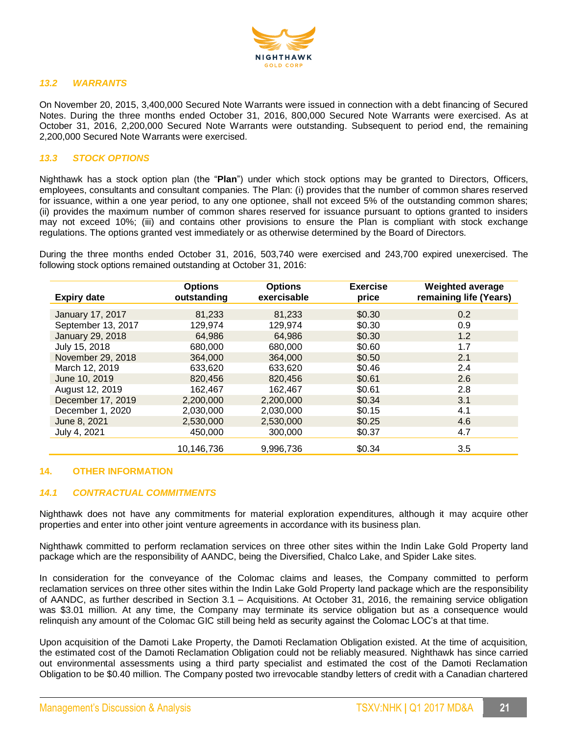### *13.2 WARRANTS*

On November 20, 2015, 3,400,000 Secured Note Warrants were issued in connection with a debt financing of Secured Notes. During the three months ended October 31, 2016, 800,000 Secured Note Warrants were exercised. As at October 31, 2016, 2,200,000 Secured Note Warrants were outstanding. Subsequent to period end, the remaining 2,200,000 Secured Note Warrants were exercised.

### *13.3 STOCK OPTIONS*

Nighthawk has a stock option plan (the "**Plan**") under which stock options may be granted to Directors, Officers, employees, consultants and consultant companies. The Plan: (i) provides that the number of common shares reserved for issuance, within a one year period, to any one optionee, shall not exceed 5% of the outstanding common shares; (ii) provides the maximum number of common shares reserved for issuance pursuant to options granted to insiders may not exceed 10%; (iii) and contains other provisions to ensure the Plan is compliant with stock exchange regulations. The options granted vest immediately or as otherwise determined by the Board of Directors.

During the three months ended October 31, 2016, 503,740 were exercised and 243,700 expired unexercised. The following stock options remained outstanding at October 31, 2016:

| Expiry date | Options outstanding | Options exercisable | Exercise price | Weighted average remaining life (Years) |
|---|---|---|---|---|
| January 17, 2017 | 81,233 | 81,233 | $0.30 | 0.2 |
| September 13, 2017 | 129,974 | 129,974 | $0.30 | 0.9 |
| January 29, 2018 | 64,986 | 64,986 | $0.30 | 1.2 |
| July 15, 2018 | 680,000 | 680,000 | $0.60 | 1.7 |
| November 29, 2018 | 364,000 | 364,000 | $0.50 | 2.1 |
| March 12, 2019 | 633,620 | 633,620 | $0.46 | 2.4 |
| June 10, 2019 | 820,456 | 820,456 | $0.61 | 2.6 |
| August 12, 2019 | 162,467 | 162,467 | $0.61 | 2.8 |
| December 17, 2019 | 2,200,000 | 2,200,000 | $0.34 | 3.1 |
| December 1, 2020 | 2,030,000 | 2,030,000 | $0.15 | 4.1 |
| June 8, 2021 | 2,530,000 | 2,530,000 | $0.25 | 4.6 |
| July 4, 2021 | 450,000 | 300,000 | $0.37 | 4.7 |
| | 10,146,736 | 9,996,736 | $0.34 | 3.5 |

## 14. OTHER INFORMATION

### *14.1 CONTRACTUAL COMMITMENTS*

Nighthawk does not have any commitments for material exploration expenditures, although it may acquire other properties and enter into other joint venture agreements in accordance with its business plan.

Nighthawk committed to perform reclamation services on three other sites within the Indin Lake Gold Property land package which are the responsibility of AANDC, being the Diversified, Chalco Lake, and Spider Lake sites.

In consideration for the conveyance of the Colomac claims and leases, the Company committed to perform reclamation services on three other sites within the Indin Lake Gold Property land package which are the responsibility of AANDC, as further described in Section 3.1 – Acquisitions. At October 31, 2016, the remaining service obligation was $3.01 million. At any time, the Company may terminate its service obligation but as a consequence would relinquish any amount of the Colomac GIC still being held as security against the Colomac LOC's at that time.

Upon acquisition of the Damoti Lake Property, the Damoti Reclamation Obligation existed. At the time of acquisition, the estimated cost of the Damoti Reclamation Obligation could not be reliably measured. Nighthawk has since carried out environmental assessments using a third party specialist and estimated the cost of the Damoti Reclamation Obligation to be $0.40 million. The Company posted two irrevocable standby letters of credit with a Canadian chartered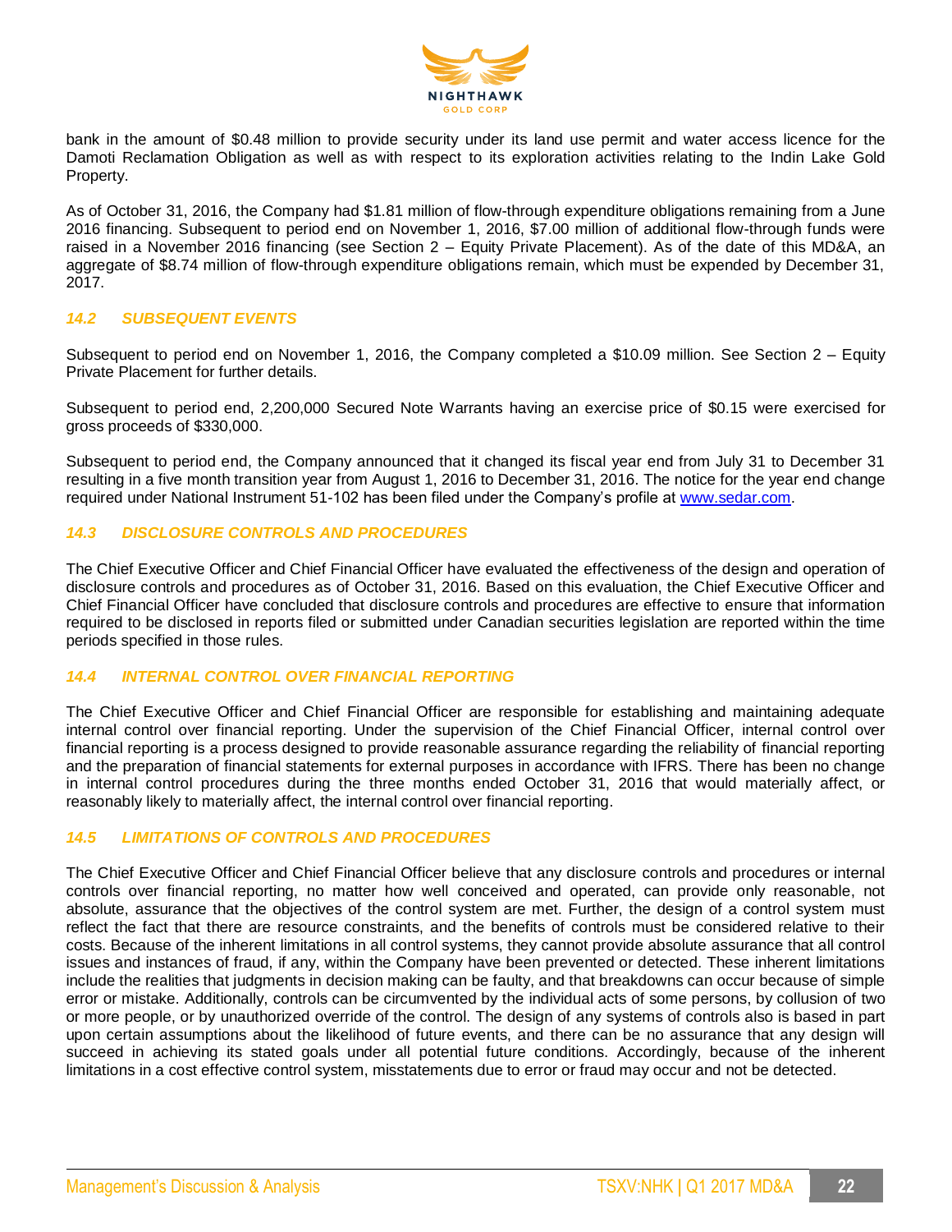bank in the amount of $0.48 million to provide security under its land use permit and water access licence for the Damoti Reclamation Obligation as well as with respect to its exploration activities relating to the Indin Lake Gold Property.

As of October 31, 2016, the Company had $1.81 million of flow-through expenditure obligations remaining from a June 2016 financing. Subsequent to period end on November 1, 2016, $7.00 million of additional flow-through funds were raised in a November 2016 financing (see Section 2 – Equity Private Placement). As of the date of this MD&A, an aggregate of $8.74 million of flow-through expenditure obligations remain, which must be expended by December 31, 2017.

### *14.2 SUBSEQUENT EVENTS*

Subsequent to period end on November 1, 2016, the Company completed a $10.09 million. See Section 2 – Equity Private Placement for further details.

Subsequent to period end, 2,200,000 Secured Note Warrants having an exercise price of $0.15 were exercised for gross proceeds of $330,000.

Subsequent to period end, the Company announced that it changed its fiscal year end from July 31 to December 31 resulting in a five month transition year from August 1, 2016 to December 31, 2016. The notice for the year end change required under National Instrument 51-102 has been filed under the Company's profile at [www.sedar.com](http://www.sedar.com).

### *14.3 DISCLOSURE CONTROLS AND PROCEDURES*

The Chief Executive Officer and Chief Financial Officer have evaluated the effectiveness of the design and operation of disclosure controls and procedures as of October 31, 2016. Based on this evaluation, the Chief Executive Officer and Chief Financial Officer have concluded that disclosure controls and procedures are effective to ensure that information required to be disclosed in reports filed or submitted under Canadian securities legislation are reported within the time periods specified in those rules.

### *14.4 INTERNAL CONTROL OVER FINANCIAL REPORTING*

The Chief Executive Officer and Chief Financial Officer are responsible for establishing and maintaining adequate internal control over financial reporting. Under the supervision of the Chief Financial Officer, internal control over financial reporting is a process designed to provide reasonable assurance regarding the reliability of financial reporting and the preparation of financial statements for external purposes in accordance with IFRS. There has been no change in internal control procedures during the three months ended October 31, 2016 that would materially affect, or reasonably likely to materially affect, the internal control over financial reporting.

### *14.5 LIMITATIONS OF CONTROLS AND PROCEDURES*

The Chief Executive Officer and Chief Financial Officer believe that any disclosure controls and procedures or internal controls over financial reporting, no matter how well conceived and operated, can provide only reasonable, not absolute, assurance that the objectives of the control system are met. Further, the design of a control system must reflect the fact that there are resource constraints, and the benefits of controls must be considered relative to their costs. Because of the inherent limitations in all control systems, they cannot provide absolute assurance that all control issues and instances of fraud, if any, within the Company have been prevented or detected. These inherent limitations include the realities that judgments in decision making can be faulty, and that breakdowns can occur because of simple error or mistake. Additionally, controls can be circumvented by the individual acts of some persons, by collusion of two or more people, or by unauthorized override of the control. The design of any systems of controls also is based in part upon certain assumptions about the likelihood of future events, and there can be no assurance that any design will succeed in achieving its stated goals under all potential future conditions. Accordingly, because of the inherent limitations in a cost effective control system, misstatements due to error or fraud may occur and not be detected.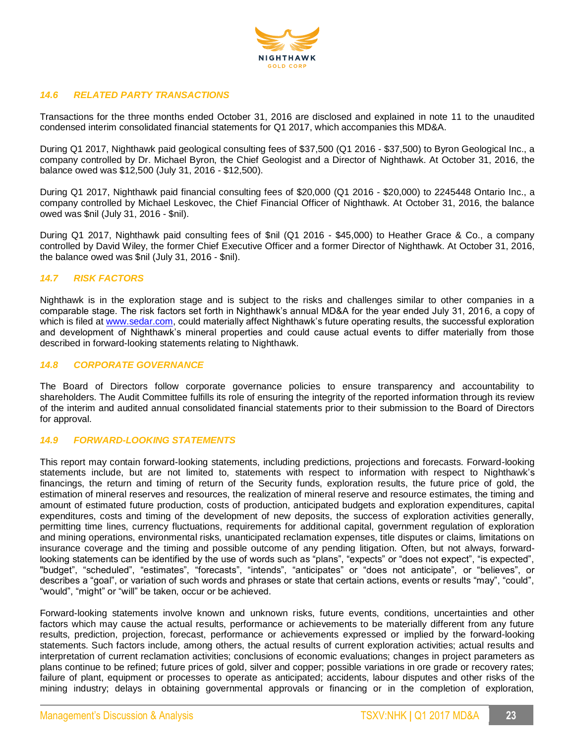### *14.6 RELATED PARTY TRANSACTIONS*

Transactions for the three months ended October 31, 2016 are disclosed and explained in note 11 to the unaudited condensed interim consolidated financial statements for Q1 2017, which accompanies this MD&A.

During Q1 2017, Nighthawk paid geological consulting fees of $37,500 (Q1 2016 - $37,500) to Byron Geological Inc., a company controlled by Dr. Michael Byron, the Chief Geologist and a Director of Nighthawk. At October 31, 2016, the balance owed was $12,500 (July 31, 2016 - $12,500).

During Q1 2017, Nighthawk paid financial consulting fees of $20,000 (Q1 2016 - $20,000) to 2245448 Ontario Inc., a company controlled by Michael Leskovec, the Chief Financial Officer of Nighthawk. At October 31, 2016, the balance owed was $nil (July 31, 2016 - $nil).

During Q1 2017, Nighthawk paid consulting fees of $nil (Q1 2016 - $45,000) to Heather Grace & Co., a company controlled by David Wiley, the former Chief Executive Officer and a former Director of Nighthawk. At October 31, 2016, the balance owed was $nil (July 31, 2016 - $nil).

### *14.7 RISK FACTORS*

Nighthawk is in the exploration stage and is subject to the risks and challenges similar to other companies in a comparable stage. The risk factors set forth in Nighthawk's annual MD&A for the year ended July 31, 2016, a copy of which is filed at [www.sedar.com](http://www.sedar.com), could materially affect Nighthawk's future operating results, the successful exploration and development of Nighthawk's mineral properties and could cause actual events to differ materially from those described in forward-looking statements relating to Nighthawk.

### *14.8 CORPORATE GOVERNANCE*

The Board of Directors follow corporate governance policies to ensure transparency and accountability to shareholders. The Audit Committee fulfills its role of ensuring the integrity of the reported information through its review of the interim and audited annual consolidated financial statements prior to their submission to the Board of Directors for approval.

### *14.9 FORWARD-LOOKING STATEMENTS*

This report may contain forward-looking statements, including predictions, projections and forecasts. Forward-looking statements include, but are not limited to, statements with respect to information with respect to Nighthawk's financings, the return and timing of return of the Security funds, exploration results, the future price of gold, the estimation of mineral reserves and resources, the realization of mineral reserve and resource estimates, the timing and amount of estimated future production, costs of production, anticipated budgets and exploration expenditures, capital expenditures, costs and timing of the development of new deposits, the success of exploration activities generally, permitting time lines, currency fluctuations, requirements for additional capital, government regulation of exploration and mining operations, environmental risks, unanticipated reclamation expenses, title disputes or claims, limitations on insurance coverage and the timing and possible outcome of any pending litigation. Often, but not always, forward-looking statements can be identified by the use of words such as "plans", "expects" or "does not expect", "is expected", "budget", "scheduled", "estimates", "forecasts", "intends", "anticipates" or "does not anticipate", or "believes", or describes a "goal", or variation of such words and phrases or state that certain actions, events or results "may", "could", "would", "might" or "will" be taken, occur or be achieved.

Forward-looking statements involve known and unknown risks, future events, conditions, uncertainties and other factors which may cause the actual results, performance or achievements to be materially different from any future results, prediction, projection, forecast, performance or achievements expressed or implied by the forward-looking statements. Such factors include, among others, the actual results of current exploration activities; actual results and interpretation of current reclamation activities; conclusions of economic evaluations; changes in project parameters as plans continue to be refined; future prices of gold, silver and copper; possible variations in ore grade or recovery rates; failure of plant, equipment or processes to operate as anticipated; accidents, labour disputes and other risks of the mining industry; delays in obtaining governmental approvals or financing or in the completion of exploration,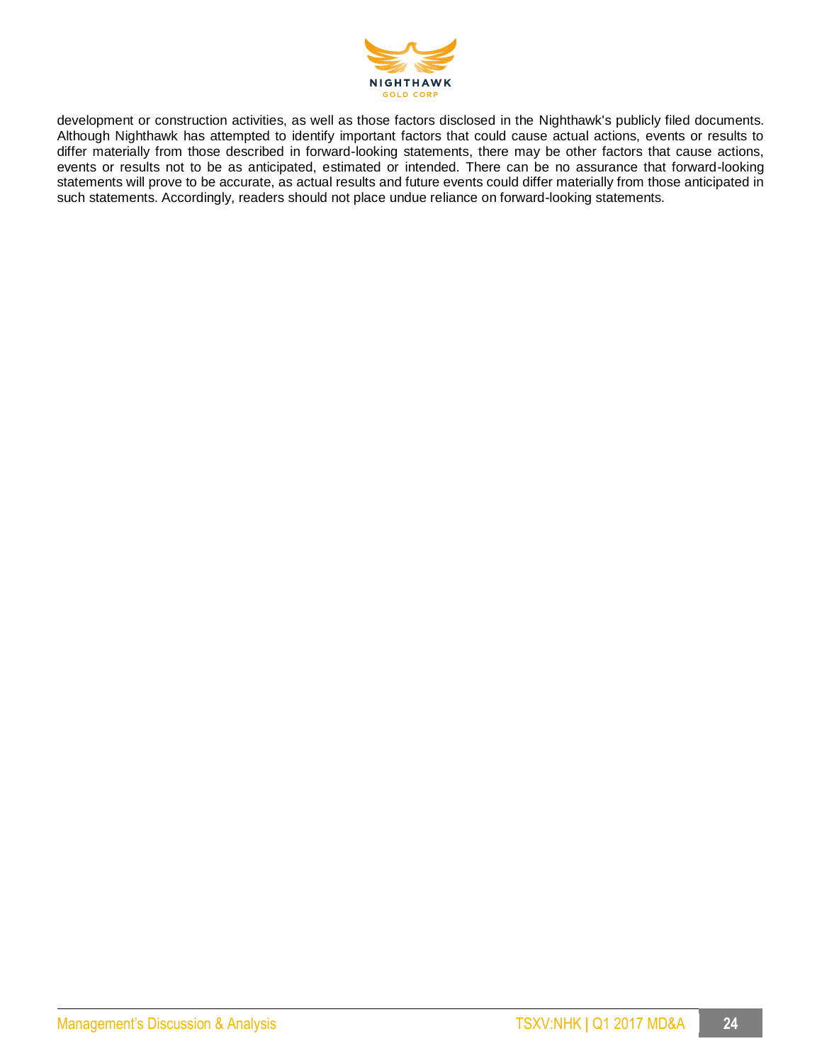development or construction activities, as well as those factors disclosed in the Nighthawk's publicly filed documents. Although Nighthawk has attempted to identify important factors that could cause actual actions, events or results to differ materially from those described in forward-looking statements, there may be other factors that cause actions, events or results not to be as anticipated, estimated or intended. There can be no assurance that forward-looking statements will prove to be accurate, as actual results and future events could differ materially from those anticipated in such statements. Accordingly, readers should not place undue reliance on forward-looking statements.